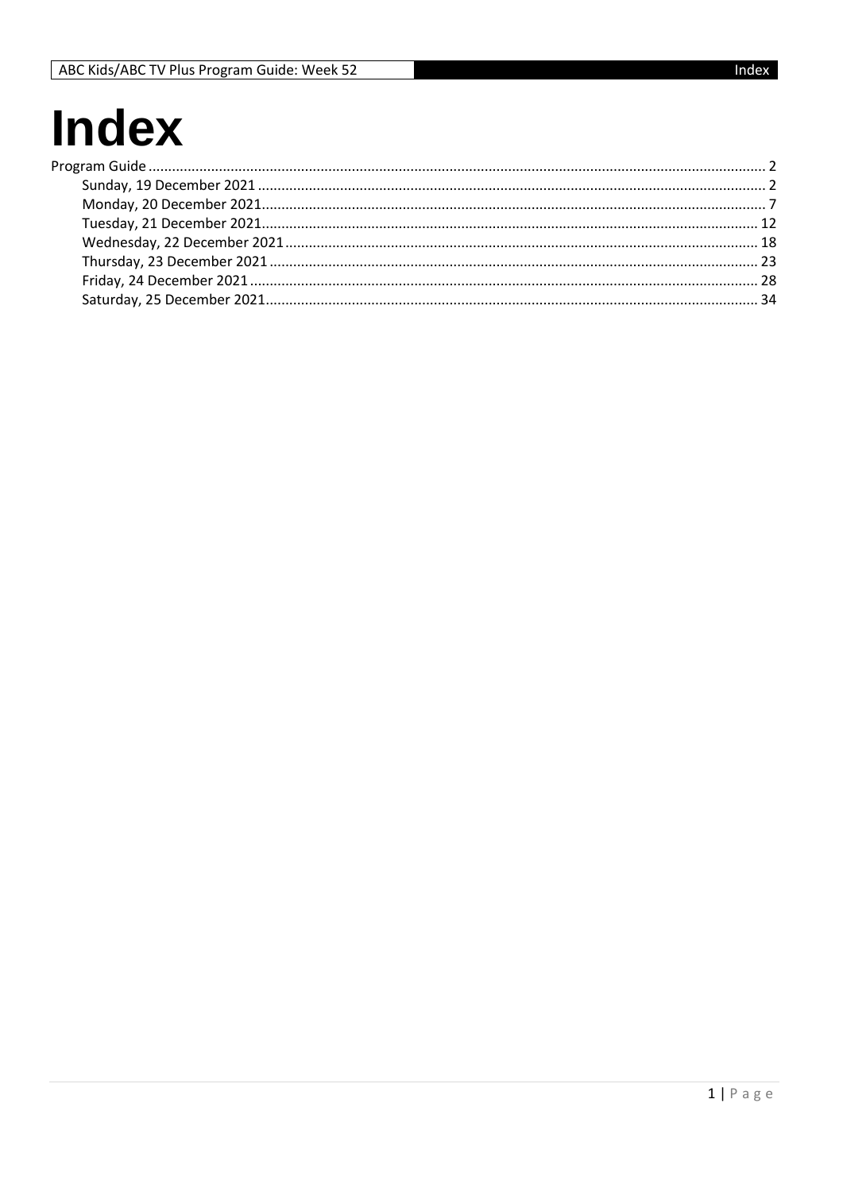# Index

Program Guide ........................................................................................................................................... 2
- Sunday, 19 December 2021 ................................................................................................................. 2
- Monday, 20 December 2021 ................................................................................................................ 7
- Tuesday, 21 December 2021 ............................................................................................................. 12
- Wednesday, 22 December 2021 ........................................................................................................ 18
- Thursday, 23 December 2021 ............................................................................................................ 23
- Friday, 24 December 2021 ................................................................................................................. 28
- Saturday, 25 December 2021 ............................................................................................................. 34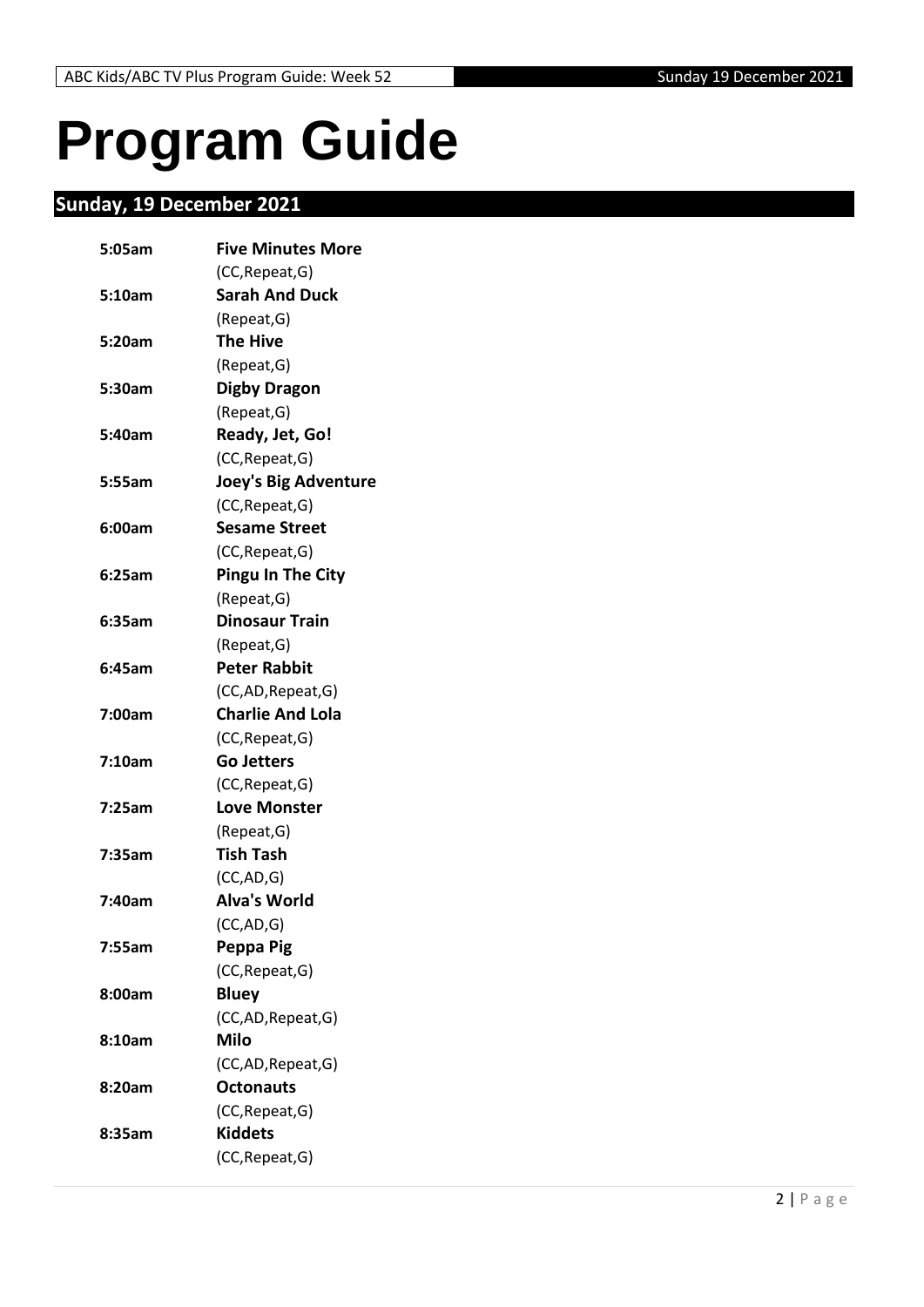# Program Guide

## Sunday, 19 December 2021

| | |
|---|---|
| **5:05am** | **Five Minutes More**<br>(CC,Repeat,G) |
| **5:10am** | **Sarah And Duck**<br>(Repeat,G) |
| **5:20am** | **The Hive**<br>(Repeat,G) |
| **5:30am** | **Digby Dragon**<br>(Repeat,G) |
| **5:40am** | **Ready, Jet, Go!**<br>(CC,Repeat,G) |
| **5:55am** | **Joey's Big Adventure**<br>(CC,Repeat,G) |
| **6:00am** | **Sesame Street**<br>(CC,Repeat,G) |
| **6:25am** | **Pingu In The City**<br>(Repeat,G) |
| **6:35am** | **Dinosaur Train**<br>(Repeat,G) |
| **6:45am** | **Peter Rabbit**<br>(CC,AD,Repeat,G) |
| **7:00am** | **Charlie And Lola**<br>(CC,Repeat,G) |
| **7:10am** | **Go Jetters**<br>(CC,Repeat,G) |
| **7:25am** | **Love Monster**<br>(Repeat,G) |
| **7:35am** | **Tish Tash**<br>(CC,AD,G) |
| **7:40am** | **Alva's World**<br>(CC,AD,G) |
| **7:55am** | **Peppa Pig**<br>(CC,Repeat,G) |
| **8:00am** | **Bluey**<br>(CC,AD,Repeat,G) |
| **8:10am** | **Milo**<br>(CC,AD,Repeat,G) |
| **8:20am** | **Octonauts**<br>(CC,Repeat,G) |
| **8:35am** | **Kiddets**<br>(CC,Repeat,G) |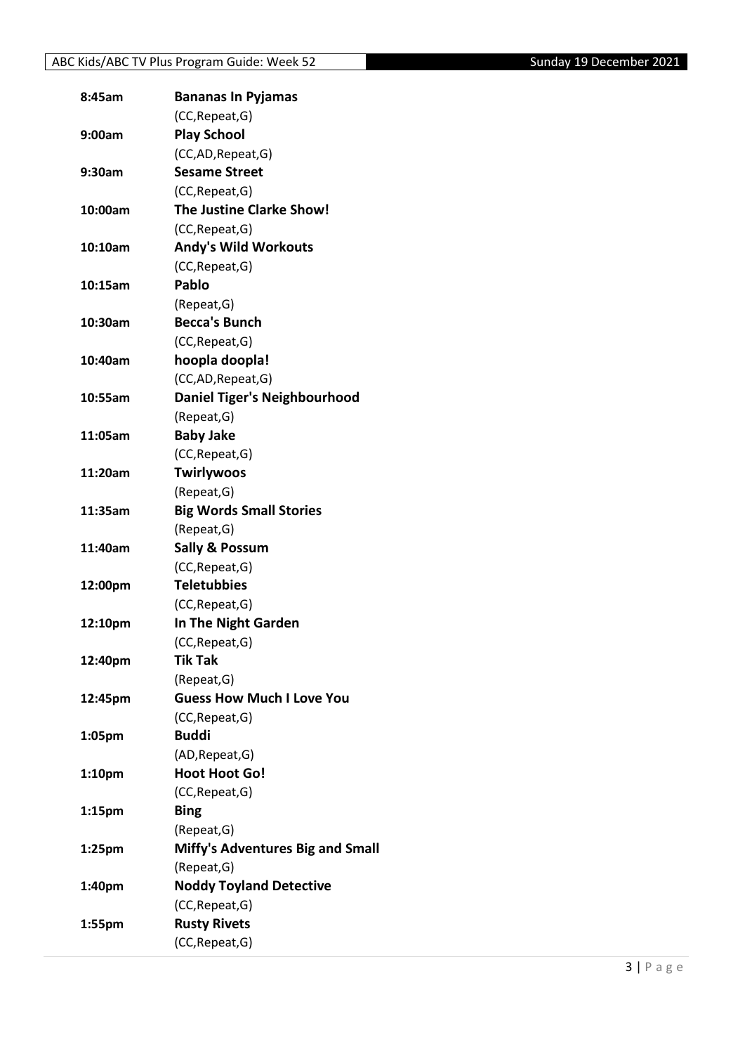| | |
|---|---|
| **8:45am** | **Bananas In Pyjamas** |
| | (CC,Repeat,G) |
| **9:00am** | **Play School** |
| | (CC,AD,Repeat,G) |
| **9:30am** | **Sesame Street** |
| | (CC,Repeat,G) |
| **10:00am** | **The Justine Clarke Show!** |
| | (CC,Repeat,G) |
| **10:10am** | **Andy's Wild Workouts** |
| | (CC,Repeat,G) |
| **10:15am** | **Pablo** |
| | (Repeat,G) |
| **10:30am** | **Becca's Bunch** |
| | (CC,Repeat,G) |
| **10:40am** | **hoopla doopla!** |
| | (CC,AD,Repeat,G) |
| **10:55am** | **Daniel Tiger's Neighbourhood** |
| | (Repeat,G) |
| **11:05am** | **Baby Jake** |
| | (CC,Repeat,G) |
| **11:20am** | **Twirlywoos** |
| | (Repeat,G) |
| **11:35am** | **Big Words Small Stories** |
| | (Repeat,G) |
| **11:40am** | **Sally & Possum** |
| | (CC,Repeat,G) |
| **12:00pm** | **Teletubbies** |
| | (CC,Repeat,G) |
| **12:10pm** | **In The Night Garden** |
| | (CC,Repeat,G) |
| **12:40pm** | **Tik Tak** |
| | (Repeat,G) |
| **12:45pm** | **Guess How Much I Love You** |
| | (CC,Repeat,G) |
| **1:05pm** | **Buddi** |
| | (AD,Repeat,G) |
| **1:10pm** | **Hoot Hoot Go!** |
| | (CC,Repeat,G) |
| **1:15pm** | **Bing** |
| | (Repeat,G) |
| **1:25pm** | **Miffy's Adventures Big and Small** |
| | (Repeat,G) |
| **1:40pm** | **Noddy Toyland Detective** |
| | (CC,Repeat,G) |
| **1:55pm** | **Rusty Rivets** |
| | (CC,Repeat,G) |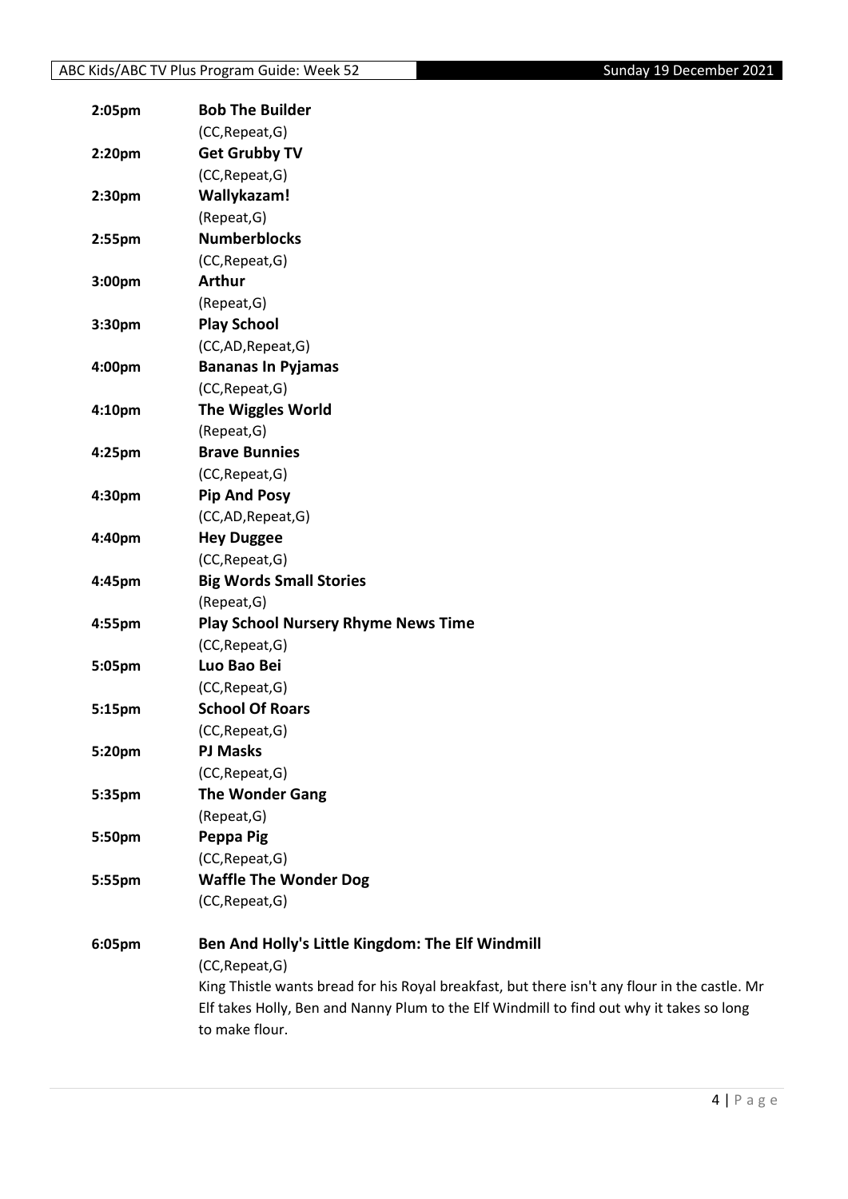**2:05pm** **Bob The Builder**
(CC,Repeat,G)

**2:20pm** **Get Grubby TV**
(CC,Repeat,G)

**2:30pm** **Wallykazam!**
(Repeat,G)

**2:55pm** **Numberblocks**
(CC,Repeat,G)

**3:00pm** **Arthur**
(Repeat,G)

**3:30pm** **Play School**
(CC,AD,Repeat,G)

**4:00pm** **Bananas In Pyjamas**
(CC,Repeat,G)

**4:10pm** **The Wiggles World**
(Repeat,G)

**4:25pm** **Brave Bunnies**
(CC,Repeat,G)

**4:30pm** **Pip And Posy**
(CC,AD,Repeat,G)

**4:40pm** **Hey Duggee**
(CC,Repeat,G)

**4:45pm** **Big Words Small Stories**
(Repeat,G)

**4:55pm** **Play School Nursery Rhyme News Time**
(CC,Repeat,G)

**5:05pm** **Luo Bao Bei**
(CC,Repeat,G)

**5:15pm** **School Of Roars**
(CC,Repeat,G)

**5:20pm** **PJ Masks**
(CC,Repeat,G)

**5:35pm** **The Wonder Gang**
(Repeat,G)

**5:50pm** **Peppa Pig**
(CC,Repeat,G)

**5:55pm** **Waffle The Wonder Dog**
(CC,Repeat,G)

**6:05pm** **Ben And Holly's Little Kingdom: The Elf Windmill**
(CC,Repeat,G)
King Thistle wants bread for his Royal breakfast, but there isn't any flour in the castle. Mr Elf takes Holly, Ben and Nanny Plum to the Elf Windmill to find out why it takes so long to make flour.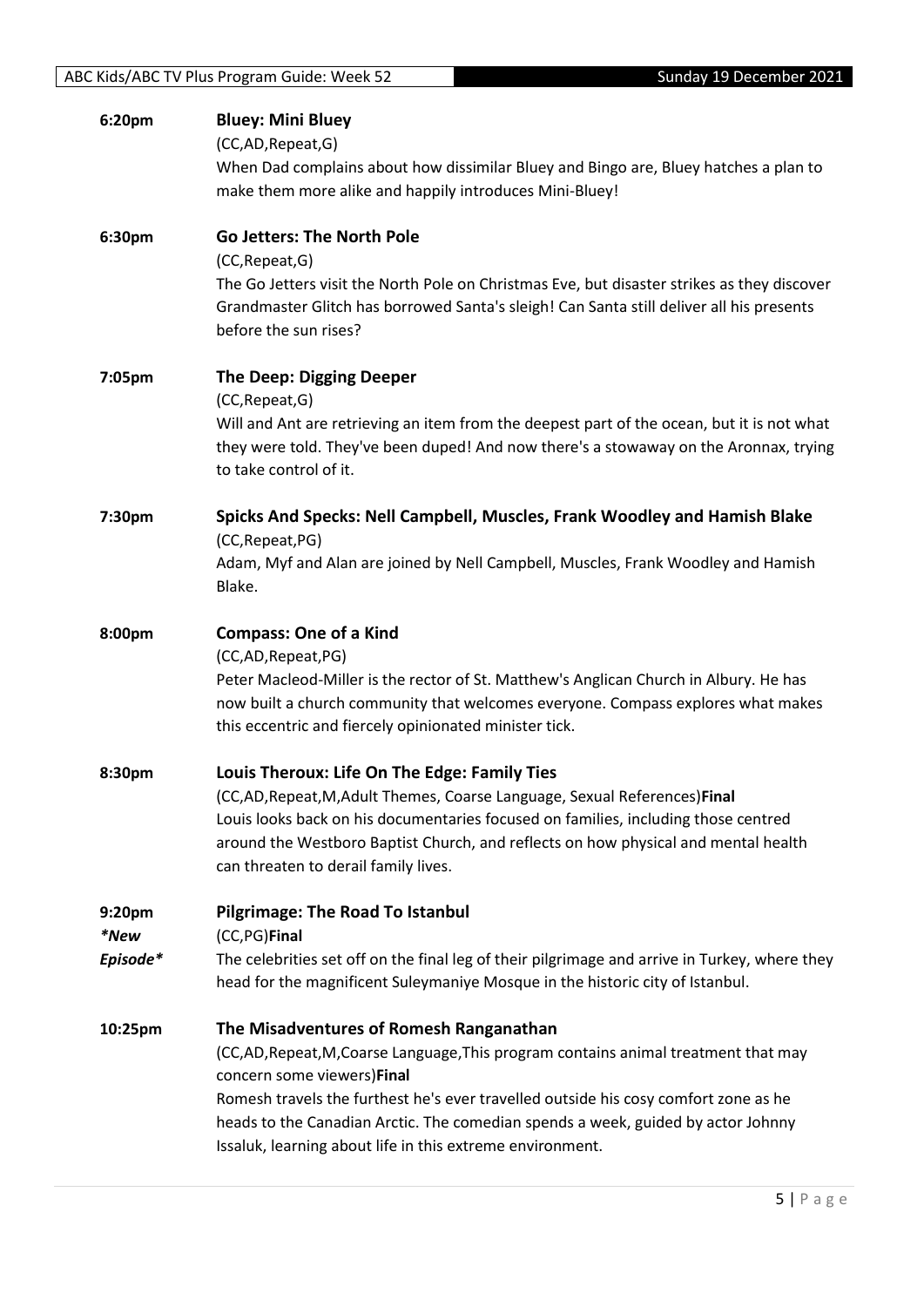**6:20pm** **Bluey: Mini Bluey**

(CC,AD,Repeat,G)

When Dad complains about how dissimilar Bluey and Bingo are, Bluey hatches a plan to make them more alike and happily introduces Mini-Bluey!

**6:30pm** **Go Jetters: The North Pole**

(CC,Repeat,G)

The Go Jetters visit the North Pole on Christmas Eve, but disaster strikes as they discover Grandmaster Glitch has borrowed Santa's sleigh! Can Santa still deliver all his presents before the sun rises?

**7:05pm** **The Deep: Digging Deeper**

(CC,Repeat,G)

Will and Ant are retrieving an item from the deepest part of the ocean, but it is not what they were told. They've been duped! And now there's a stowaway on the Aronnax, trying to take control of it.

**7:30pm** **Spicks And Specks: Nell Campbell, Muscles, Frank Woodley and Hamish Blake**

(CC,Repeat,PG)

Adam, Myf and Alan are joined by Nell Campbell, Muscles, Frank Woodley and Hamish Blake.

**8:00pm** **Compass: One of a Kind**

(CC,AD,Repeat,PG)

Peter Macleod-Miller is the rector of St. Matthew's Anglican Church in Albury. He has now built a church community that welcomes everyone. Compass explores what makes this eccentric and fiercely opinionated minister tick.

**8:30pm** **Louis Theroux: Life On The Edge: Family Ties**

(CC,AD,Repeat,M,Adult Themes, Coarse Language, Sexual References)**Final**

Louis looks back on his documentaries focused on families, including those centred around the Westboro Baptist Church, and reflects on how physical and mental health can threaten to derail family lives.

**9:20pm** *\*New Episode\** **Pilgrimage: The Road To Istanbul**

(CC,PG)**Final**

The celebrities set off on the final leg of their pilgrimage and arrive in Turkey, where they head for the magnificent Suleymaniye Mosque in the historic city of Istanbul.

**10:25pm** **The Misadventures of Romesh Ranganathan**

(CC,AD,Repeat,M,Coarse Language,This program contains animal treatment that may concern some viewers)**Final**

Romesh travels the furthest he's ever travelled outside his cosy comfort zone as he heads to the Canadian Arctic. The comedian spends a week, guided by actor Johnny Issaluk, learning about life in this extreme environment.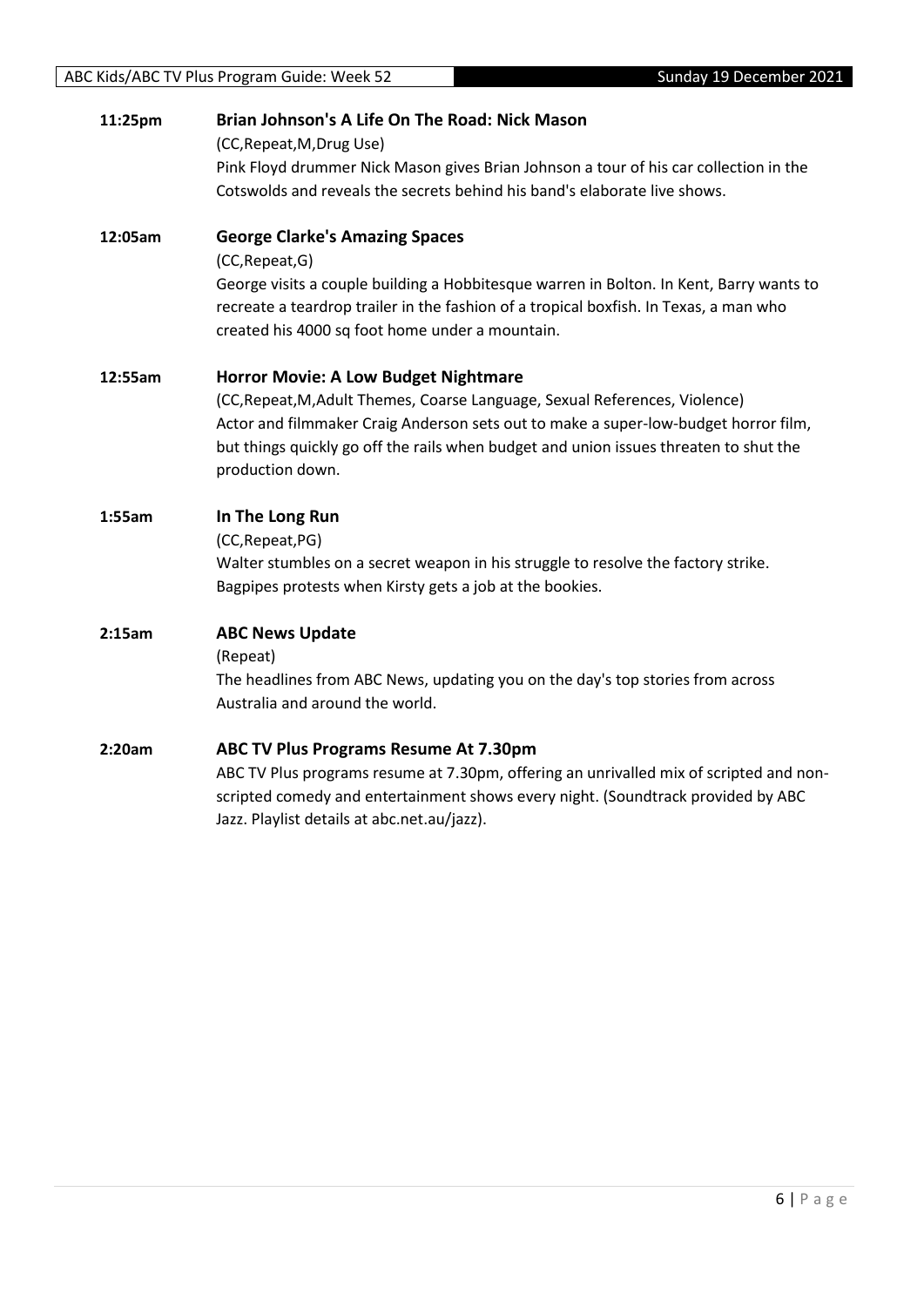**11:25pm** **Brian Johnson's A Life On The Road: Nick Mason**

(CC,Repeat,M,Drug Use)

Pink Floyd drummer Nick Mason gives Brian Johnson a tour of his car collection in the Cotswolds and reveals the secrets behind his band's elaborate live shows.

**12:05am** **George Clarke's Amazing Spaces**

(CC,Repeat,G)

George visits a couple building a Hobbitesque warren in Bolton. In Kent, Barry wants to recreate a teardrop trailer in the fashion of a tropical boxfish. In Texas, a man who created his 4000 sq foot home under a mountain.

**12:55am** **Horror Movie: A Low Budget Nightmare**

(CC,Repeat,M,Adult Themes, Coarse Language, Sexual References, Violence)

Actor and filmmaker Craig Anderson sets out to make a super-low-budget horror film, but things quickly go off the rails when budget and union issues threaten to shut the production down.

**1:55am** **In The Long Run**

(CC,Repeat,PG)

Walter stumbles on a secret weapon in his struggle to resolve the factory strike. Bagpipes protests when Kirsty gets a job at the bookies.

**2:15am** **ABC News Update**

(Repeat)

The headlines from ABC News, updating you on the day's top stories from across Australia and around the world.

**2:20am** **ABC TV Plus Programs Resume At 7.30pm**

ABC TV Plus programs resume at 7.30pm, offering an unrivalled mix of scripted and non-scripted comedy and entertainment shows every night. (Soundtrack provided by ABC Jazz. Playlist details at abc.net.au/jazz).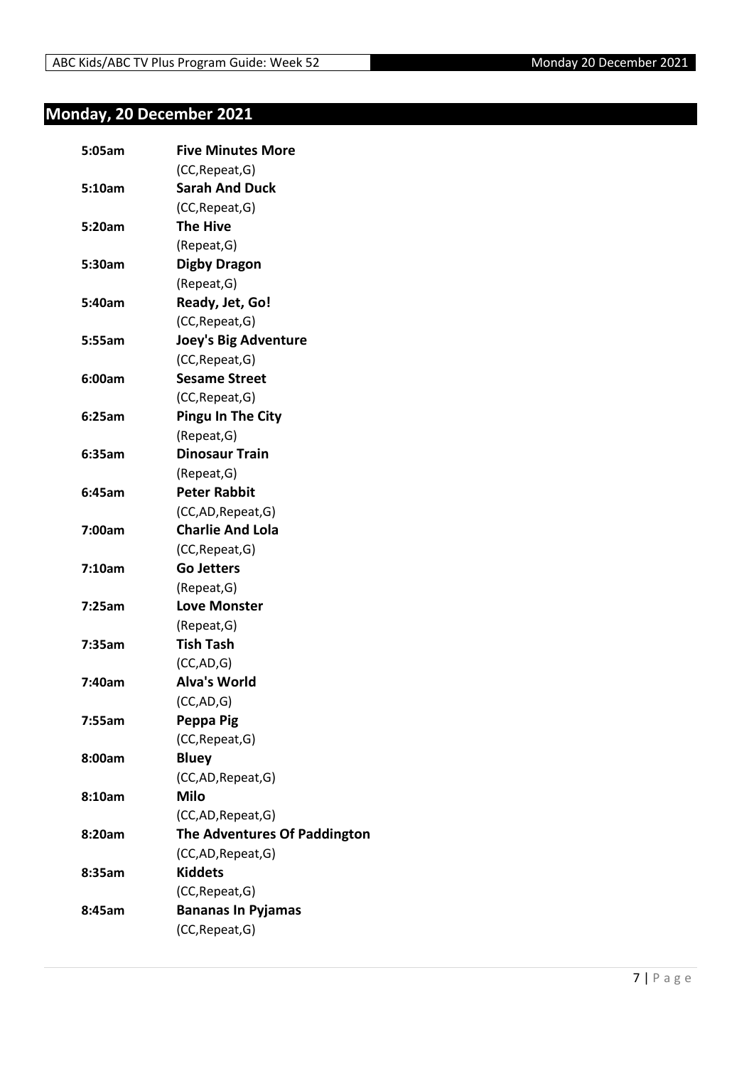## Monday, 20 December 2021

| | |
|---|---|
| **5:05am** | **Five Minutes More** |
| | (CC,Repeat,G) |
| **5:10am** | **Sarah And Duck** |
| | (CC,Repeat,G) |
| **5:20am** | **The Hive** |
| | (Repeat,G) |
| **5:30am** | **Digby Dragon** |
| | (Repeat,G) |
| **5:40am** | **Ready, Jet, Go!** |
| | (CC,Repeat,G) |
| **5:55am** | **Joey's Big Adventure** |
| | (CC,Repeat,G) |
| **6:00am** | **Sesame Street** |
| | (CC,Repeat,G) |
| **6:25am** | **Pingu In The City** |
| | (Repeat,G) |
| **6:35am** | **Dinosaur Train** |
| | (Repeat,G) |
| **6:45am** | **Peter Rabbit** |
| | (CC,AD,Repeat,G) |
| **7:00am** | **Charlie And Lola** |
| | (CC,Repeat,G) |
| **7:10am** | **Go Jetters** |
| | (Repeat,G) |
| **7:25am** | **Love Monster** |
| | (Repeat,G) |
| **7:35am** | **Tish Tash** |
| | (CC,AD,G) |
| **7:40am** | **Alva's World** |
| | (CC,AD,G) |
| **7:55am** | **Peppa Pig** |
| | (CC,Repeat,G) |
| **8:00am** | **Bluey** |
| | (CC,AD,Repeat,G) |
| **8:10am** | **Milo** |
| | (CC,AD,Repeat,G) |
| **8:20am** | **The Adventures Of Paddington** |
| | (CC,AD,Repeat,G) |
| **8:35am** | **Kiddets** |
| | (CC,Repeat,G) |
| **8:45am** | **Bananas In Pyjamas** |
| | (CC,Repeat,G) |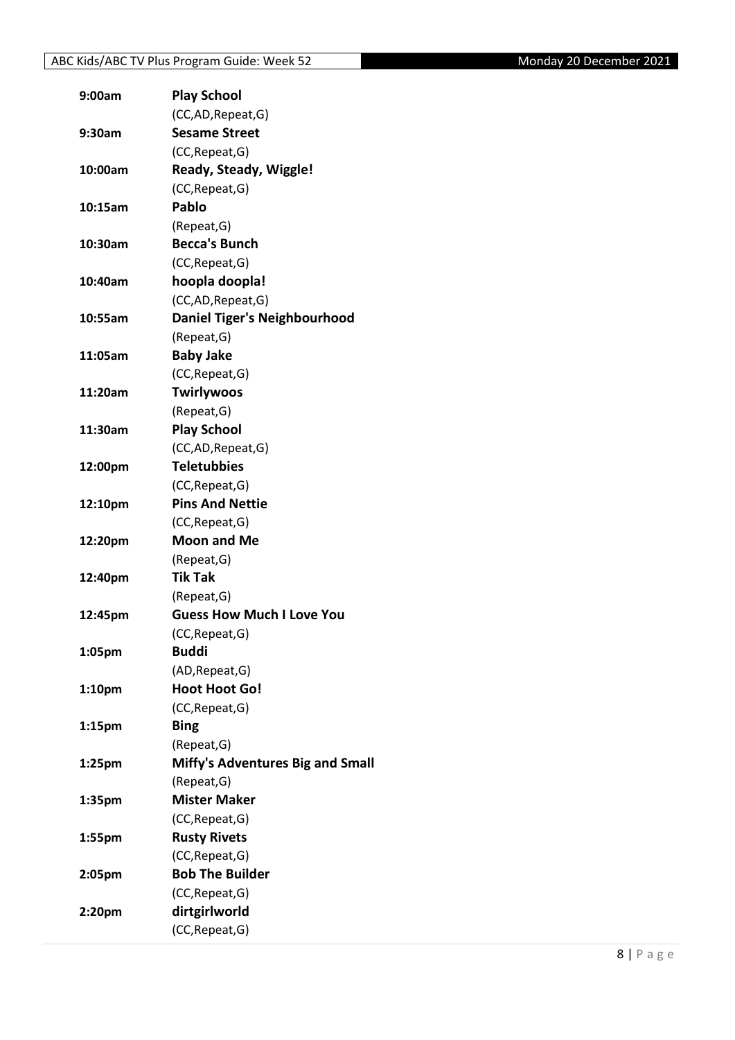| | |
|---|---|
| **9:00am** | **Play School** |
| | (CC,AD,Repeat,G) |
| **9:30am** | **Sesame Street** |
| | (CC,Repeat,G) |
| **10:00am** | **Ready, Steady, Wiggle!** |
| | (CC,Repeat,G) |
| **10:15am** | **Pablo** |
| | (Repeat,G) |
| **10:30am** | **Becca's Bunch** |
| | (CC,Repeat,G) |
| **10:40am** | **hoopla doopla!** |
| | (CC,AD,Repeat,G) |
| **10:55am** | **Daniel Tiger's Neighbourhood** |
| | (Repeat,G) |
| **11:05am** | **Baby Jake** |
| | (CC,Repeat,G) |
| **11:20am** | **Twirlywoos** |
| | (Repeat,G) |
| **11:30am** | **Play School** |
| | (CC,AD,Repeat,G) |
| **12:00pm** | **Teletubbies** |
| | (CC,Repeat,G) |
| **12:10pm** | **Pins And Nettie** |
| | (CC,Repeat,G) |
| **12:20pm** | **Moon and Me** |
| | (Repeat,G) |
| **12:40pm** | **Tik Tak** |
| | (Repeat,G) |
| **12:45pm** | **Guess How Much I Love You** |
| | (CC,Repeat,G) |
| **1:05pm** | **Buddi** |
| | (AD,Repeat,G) |
| **1:10pm** | **Hoot Hoot Go!** |
| | (CC,Repeat,G) |
| **1:15pm** | **Bing** |
| | (Repeat,G) |
| **1:25pm** | **Miffy's Adventures Big and Small** |
| | (Repeat,G) |
| **1:35pm** | **Mister Maker** |
| | (CC,Repeat,G) |
| **1:55pm** | **Rusty Rivets** |
| | (CC,Repeat,G) |
| **2:05pm** | **Bob The Builder** |
| | (CC,Repeat,G) |
| **2:20pm** | **dirtgirlworld** |
| | (CC,Repeat,G) |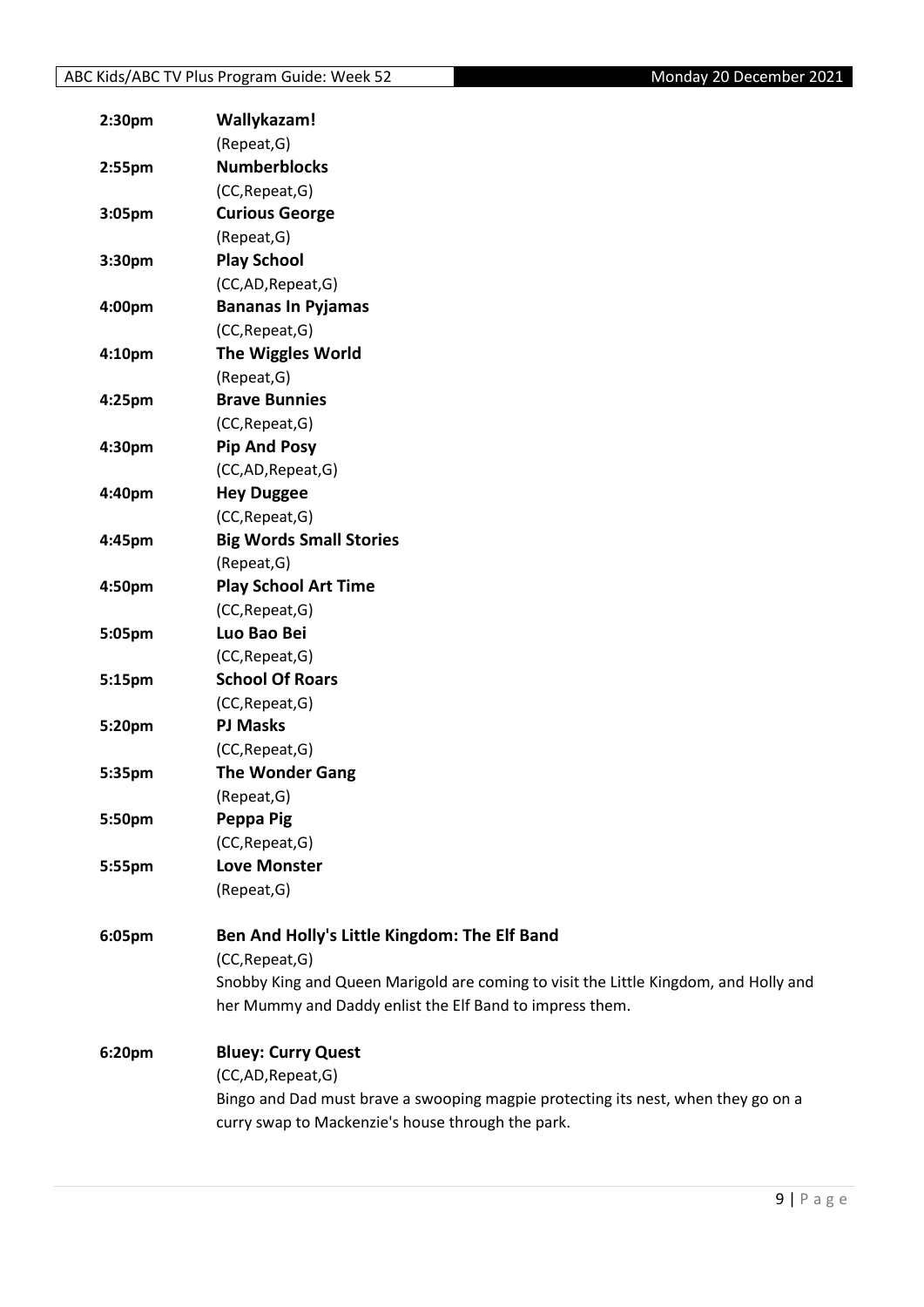**2:30pm** **Wallykazam!**
(Repeat,G)

**2:55pm** **Numberblocks**
(CC,Repeat,G)

**3:05pm** **Curious George**
(Repeat,G)

**3:30pm** **Play School**
(CC,AD,Repeat,G)

**4:00pm** **Bananas In Pyjamas**
(CC,Repeat,G)

**4:10pm** **The Wiggles World**
(Repeat,G)

**4:25pm** **Brave Bunnies**
(CC,Repeat,G)

**4:30pm** **Pip And Posy**
(CC,AD,Repeat,G)

**4:40pm** **Hey Duggee**
(CC,Repeat,G)

**4:45pm** **Big Words Small Stories**
(Repeat,G)

**4:50pm** **Play School Art Time**
(CC,Repeat,G)

**5:05pm** **Luo Bao Bei**
(CC,Repeat,G)

**5:15pm** **School Of Roars**
(CC,Repeat,G)

**5:20pm** **PJ Masks**
(CC,Repeat,G)

**5:35pm** **The Wonder Gang**
(Repeat,G)

**5:50pm** **Peppa Pig**
(CC,Repeat,G)

**5:55pm** **Love Monster**
(Repeat,G)

**6:05pm** **Ben And Holly's Little Kingdom: The Elf Band**
(CC,Repeat,G)
Snobby King and Queen Marigold are coming to visit the Little Kingdom, and Holly and her Mummy and Daddy enlist the Elf Band to impress them.

**6:20pm** **Bluey: Curry Quest**
(CC,AD,Repeat,G)
Bingo and Dad must brave a swooping magpie protecting its nest, when they go on a curry swap to Mackenzie's house through the park.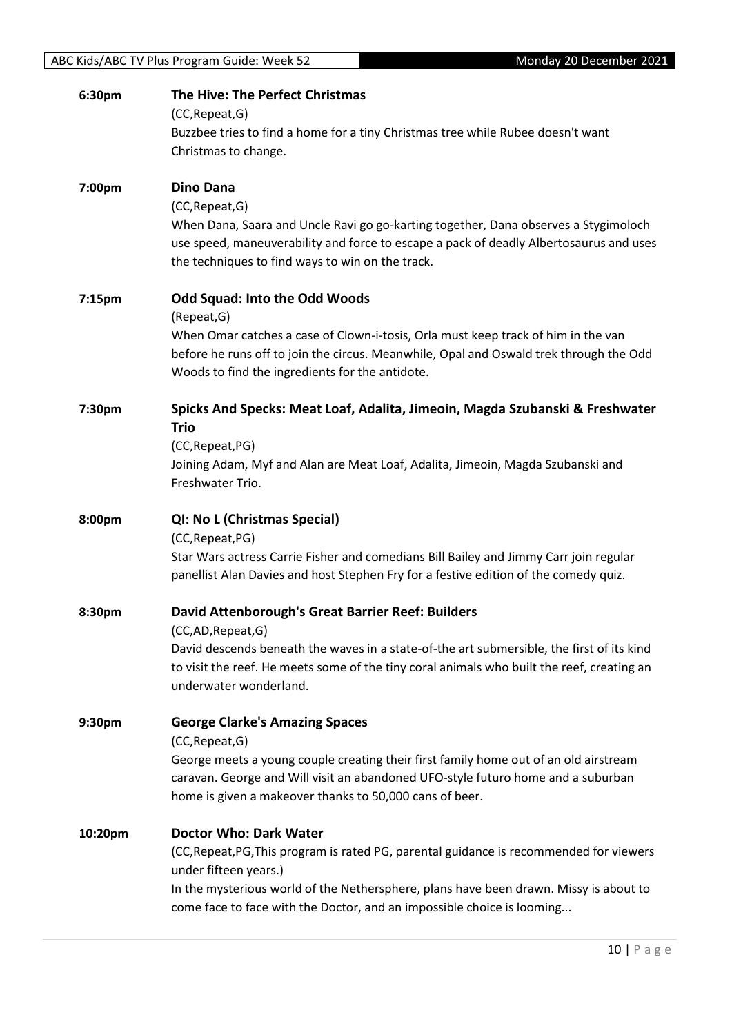**6:30pm** **The Hive: The Perfect Christmas**

(CC,Repeat,G)

Buzzbee tries to find a home for a tiny Christmas tree while Rubee doesn't want Christmas to change.

**7:00pm** **Dino Dana**

(CC,Repeat,G)

When Dana, Saara and Uncle Ravi go go-karting together, Dana observes a Stygimoloch use speed, maneuverability and force to escape a pack of deadly Albertosaurus and uses the techniques to find ways to win on the track.

**7:15pm** **Odd Squad: Into the Odd Woods**

(Repeat,G)

When Omar catches a case of Clown-i-tosis, Orla must keep track of him in the van before he runs off to join the circus. Meanwhile, Opal and Oswald trek through the Odd Woods to find the ingredients for the antidote.

**7:30pm** **Spicks And Specks: Meat Loaf, Adalita, Jimeoin, Magda Szubanski & Freshwater Trio**

(CC,Repeat,PG)

Joining Adam, Myf and Alan are Meat Loaf, Adalita, Jimeoin, Magda Szubanski and Freshwater Trio.

**8:00pm** **QI: No L (Christmas Special)**

(CC,Repeat,PG)

Star Wars actress Carrie Fisher and comedians Bill Bailey and Jimmy Carr join regular panellist Alan Davies and host Stephen Fry for a festive edition of the comedy quiz.

**8:30pm** **David Attenborough's Great Barrier Reef: Builders**

(CC,AD,Repeat,G)

David descends beneath the waves in a state-of-the art submersible, the first of its kind to visit the reef. He meets some of the tiny coral animals who built the reef, creating an underwater wonderland.

**9:30pm** **George Clarke's Amazing Spaces**

(CC,Repeat,G)

George meets a young couple creating their first family home out of an old airstream caravan. George and Will visit an abandoned UFO-style futuro home and a suburban home is given a makeover thanks to 50,000 cans of beer.

**10:20pm** **Doctor Who: Dark Water**

(CC,Repeat,PG,This program is rated PG, parental guidance is recommended for viewers under fifteen years.)

In the mysterious world of the Nethersphere, plans have been drawn. Missy is about to come face to face with the Doctor, and an impossible choice is looming...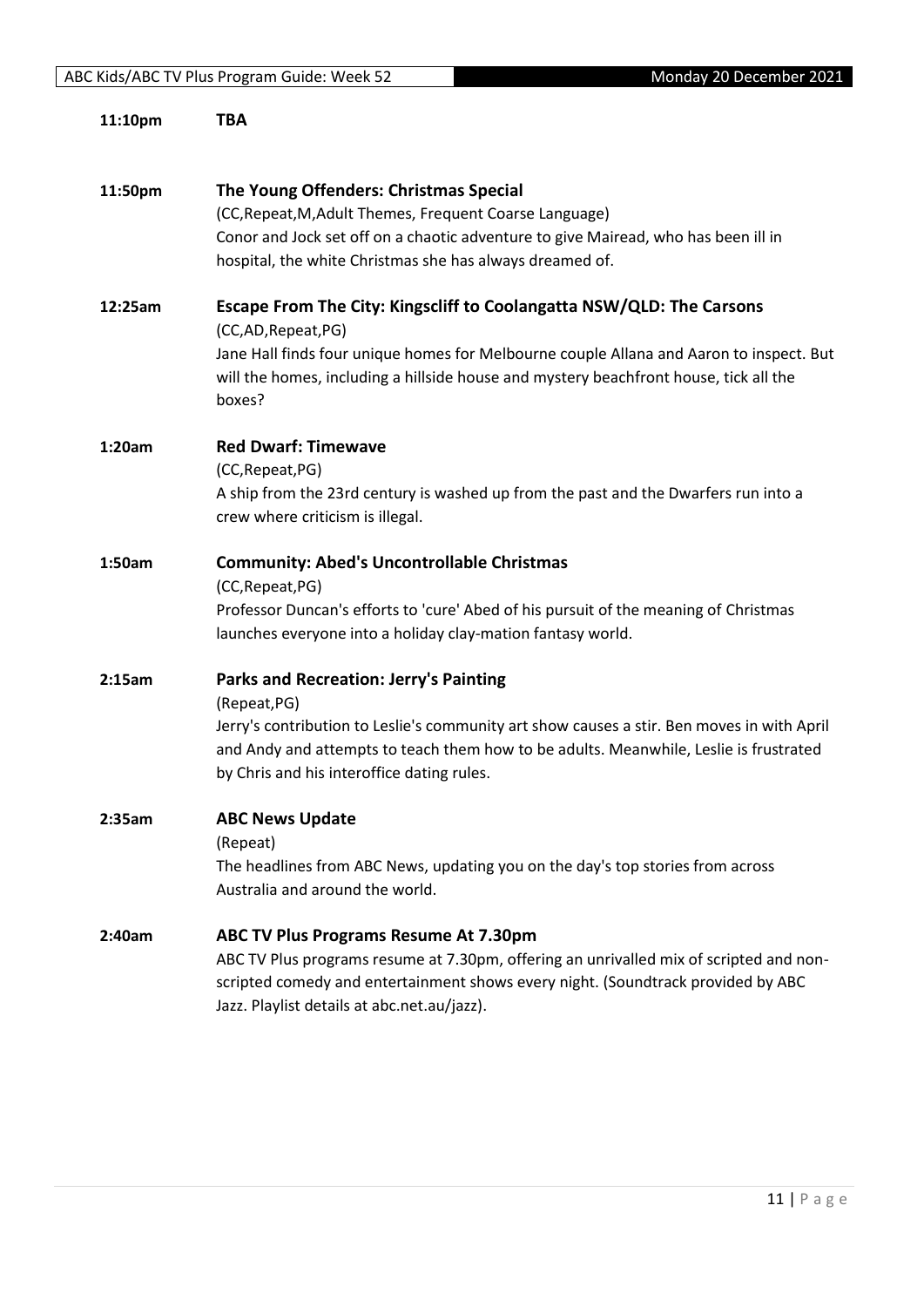**11:10pm** **TBA**

**11:50pm** **The Young Offenders: Christmas Special**

(CC,Repeat,M,Adult Themes, Frequent Coarse Language)

Conor and Jock set off on a chaotic adventure to give Mairead, who has been ill in hospital, the white Christmas she has always dreamed of.

**12:25am** **Escape From The City: Kingscliff to Coolangatta NSW/QLD: The Carsons**

(CC,AD,Repeat,PG)

Jane Hall finds four unique homes for Melbourne couple Allana and Aaron to inspect. But will the homes, including a hillside house and mystery beachfront house, tick all the boxes?

**1:20am** **Red Dwarf: Timewave**

(CC,Repeat,PG)

A ship from the 23rd century is washed up from the past and the Dwarfers run into a crew where criticism is illegal.

**1:50am** **Community: Abed's Uncontrollable Christmas**

(CC,Repeat,PG)

Professor Duncan's efforts to 'cure' Abed of his pursuit of the meaning of Christmas launches everyone into a holiday clay-mation fantasy world.

**2:15am** **Parks and Recreation: Jerry's Painting**

(Repeat,PG)

Jerry's contribution to Leslie's community art show causes a stir. Ben moves in with April and Andy and attempts to teach them how to be adults. Meanwhile, Leslie is frustrated by Chris and his interoffice dating rules.

**2:35am** **ABC News Update**

(Repeat)

The headlines from ABC News, updating you on the day's top stories from across Australia and around the world.

**2:40am** **ABC TV Plus Programs Resume At 7.30pm**

ABC TV Plus programs resume at 7.30pm, offering an unrivalled mix of scripted and non-scripted comedy and entertainment shows every night. (Soundtrack provided by ABC Jazz. Playlist details at abc.net.au/jazz).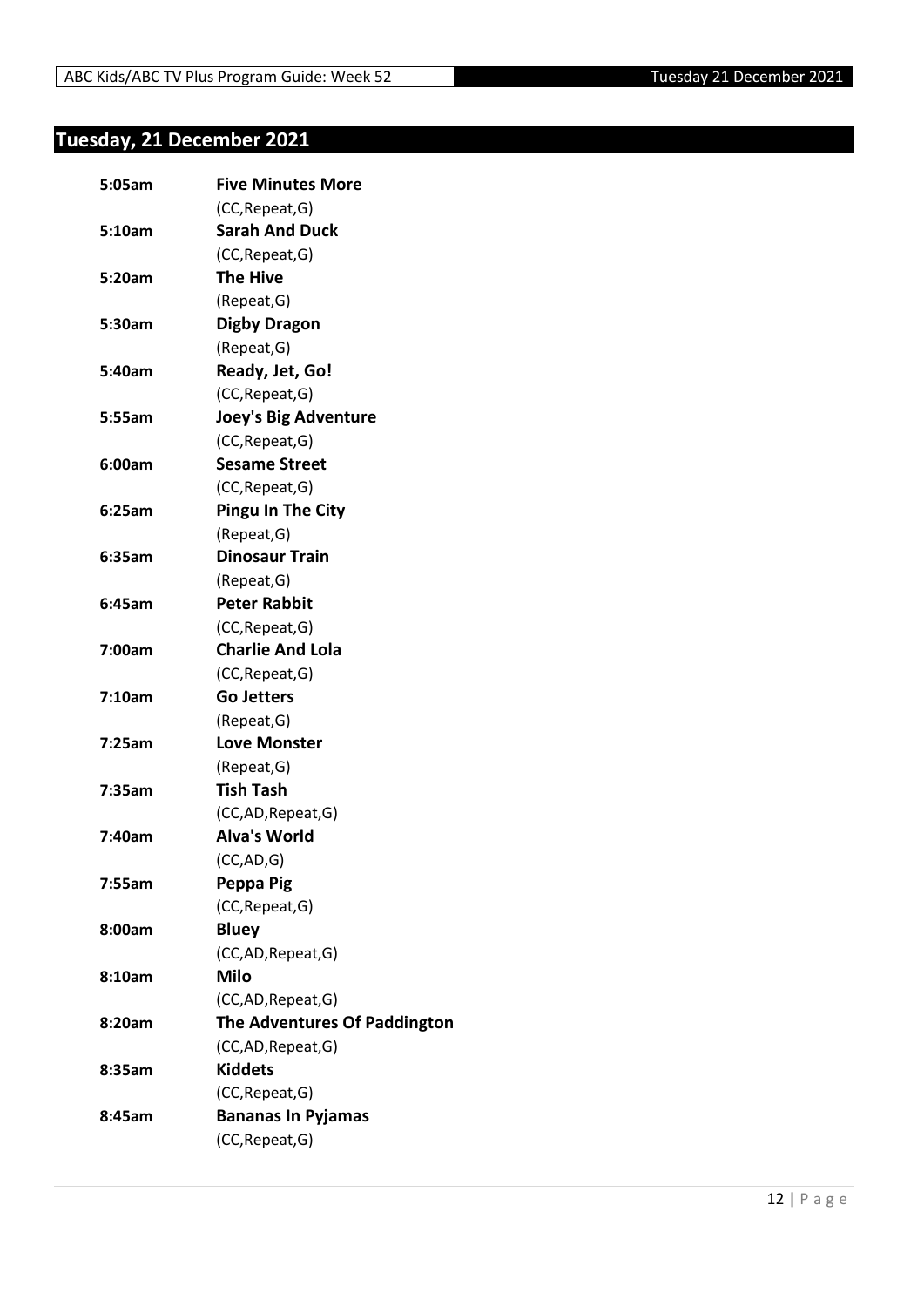# Tuesday, 21 December 2021

| | |
|---|---|
| **5:05am** | **Five Minutes More** |
| | (CC,Repeat,G) |
| **5:10am** | **Sarah And Duck** |
| | (CC,Repeat,G) |
| **5:20am** | **The Hive** |
| | (Repeat,G) |
| **5:30am** | **Digby Dragon** |
| | (Repeat,G) |
| **5:40am** | **Ready, Jet, Go!** |
| | (CC,Repeat,G) |
| **5:55am** | **Joey's Big Adventure** |
| | (CC,Repeat,G) |
| **6:00am** | **Sesame Street** |
| | (CC,Repeat,G) |
| **6:25am** | **Pingu In The City** |
| | (Repeat,G) |
| **6:35am** | **Dinosaur Train** |
| | (Repeat,G) |
| **6:45am** | **Peter Rabbit** |
| | (CC,Repeat,G) |
| **7:00am** | **Charlie And Lola** |
| | (CC,Repeat,G) |
| **7:10am** | **Go Jetters** |
| | (Repeat,G) |
| **7:25am** | **Love Monster** |
| | (Repeat,G) |
| **7:35am** | **Tish Tash** |
| | (CC,AD,Repeat,G) |
| **7:40am** | **Alva's World** |
| | (CC,AD,G) |
| **7:55am** | **Peppa Pig** |
| | (CC,Repeat,G) |
| **8:00am** | **Bluey** |
| | (CC,AD,Repeat,G) |
| **8:10am** | **Milo** |
| | (CC,AD,Repeat,G) |
| **8:20am** | **The Adventures Of Paddington** |
| | (CC,AD,Repeat,G) |
| **8:35am** | **Kiddets** |
| | (CC,Repeat,G) |
| **8:45am** | **Bananas In Pyjamas** |
| | (CC,Repeat,G) |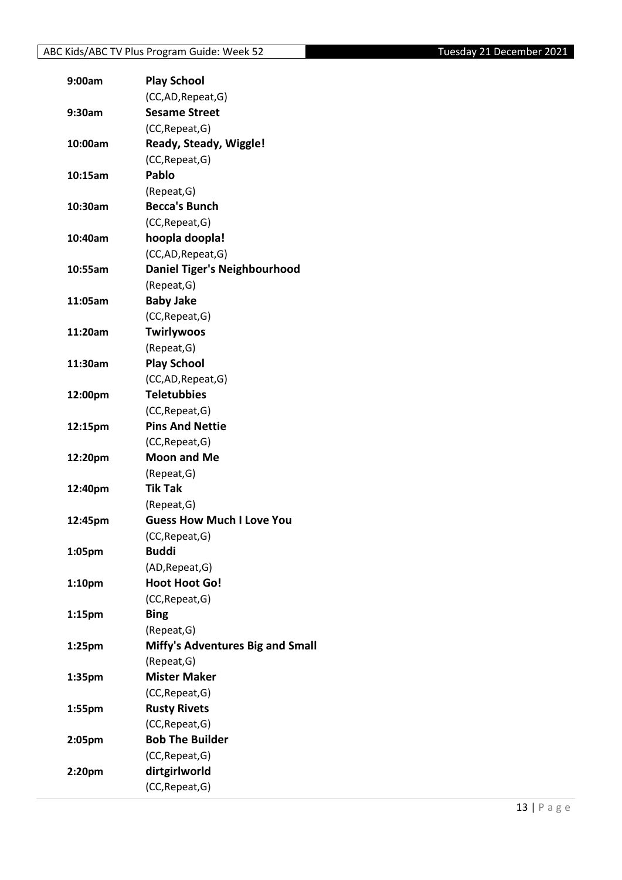| | |
|---|---|
| 9:00am | **Play School** |
| | (CC,AD,Repeat,G) |
| 9:30am | **Sesame Street** |
| | (CC,Repeat,G) |
| 10:00am | **Ready, Steady, Wiggle!** |
| | (CC,Repeat,G) |
| 10:15am | **Pablo** |
| | (Repeat,G) |
| 10:30am | **Becca's Bunch** |
| | (CC,Repeat,G) |
| 10:40am | **hoopla doopla!** |
| | (CC,AD,Repeat,G) |
| 10:55am | **Daniel Tiger's Neighbourhood** |
| | (Repeat,G) |
| 11:05am | **Baby Jake** |
| | (CC,Repeat,G) |
| 11:20am | **Twirlywoos** |
| | (Repeat,G) |
| 11:30am | **Play School** |
| | (CC,AD,Repeat,G) |
| 12:00pm | **Teletubbies** |
| | (CC,Repeat,G) |
| 12:15pm | **Pins And Nettie** |
| | (CC,Repeat,G) |
| 12:20pm | **Moon and Me** |
| | (Repeat,G) |
| 12:40pm | **Tik Tak** |
| | (Repeat,G) |
| 12:45pm | **Guess How Much I Love You** |
| | (CC,Repeat,G) |
| 1:05pm | **Buddi** |
| | (AD,Repeat,G) |
| 1:10pm | **Hoot Hoot Go!** |
| | (CC,Repeat,G) |
| 1:15pm | **Bing** |
| | (Repeat,G) |
| 1:25pm | **Miffy's Adventures Big and Small** |
| | (Repeat,G) |
| 1:35pm | **Mister Maker** |
| | (CC,Repeat,G) |
| 1:55pm | **Rusty Rivets** |
| | (CC,Repeat,G) |
| 2:05pm | **Bob The Builder** |
| | (CC,Repeat,G) |
| 2:20pm | **dirtgirlworld** |
| | (CC,Repeat,G) |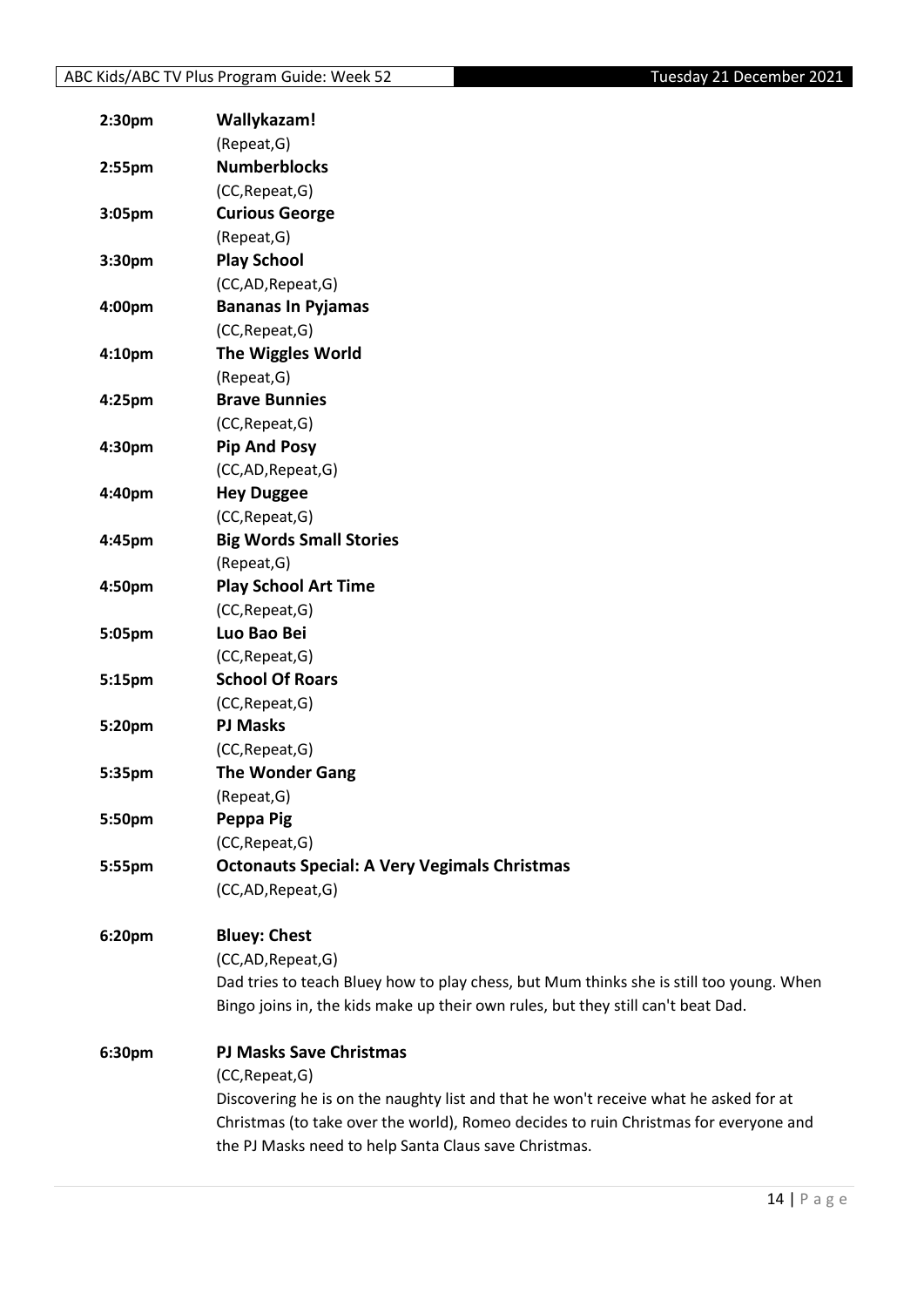**2:30pm** **Wallykazam!**
(Repeat,G)

**2:55pm** **Numberblocks**
(CC,Repeat,G)

**3:05pm** **Curious George**
(Repeat,G)

**3:30pm** **Play School**
(CC,AD,Repeat,G)

**4:00pm** **Bananas In Pyjamas**
(CC,Repeat,G)

**4:10pm** **The Wiggles World**
(Repeat,G)

**4:25pm** **Brave Bunnies**
(CC,Repeat,G)

**4:30pm** **Pip And Posy**
(CC,AD,Repeat,G)

**4:40pm** **Hey Duggee**
(CC,Repeat,G)

**4:45pm** **Big Words Small Stories**
(Repeat,G)

**4:50pm** **Play School Art Time**
(CC,Repeat,G)

**5:05pm** **Luo Bao Bei**
(CC,Repeat,G)

**5:15pm** **School Of Roars**
(CC,Repeat,G)

**5:20pm** **PJ Masks**
(CC,Repeat,G)

**5:35pm** **The Wonder Gang**
(Repeat,G)

**5:50pm** **Peppa Pig**
(CC,Repeat,G)

**5:55pm** **Octonauts Special: A Very Vegimals Christmas**
(CC,AD,Repeat,G)

**6:20pm** **Bluey: Chest**
(CC,AD,Repeat,G)
Dad tries to teach Bluey how to play chess, but Mum thinks she is still too young. When Bingo joins in, the kids make up their own rules, but they still can't beat Dad.

**6:30pm** **PJ Masks Save Christmas**
(CC,Repeat,G)
Discovering he is on the naughty list and that he won't receive what he asked for at Christmas (to take over the world), Romeo decides to ruin Christmas for everyone and the PJ Masks need to help Santa Claus save Christmas.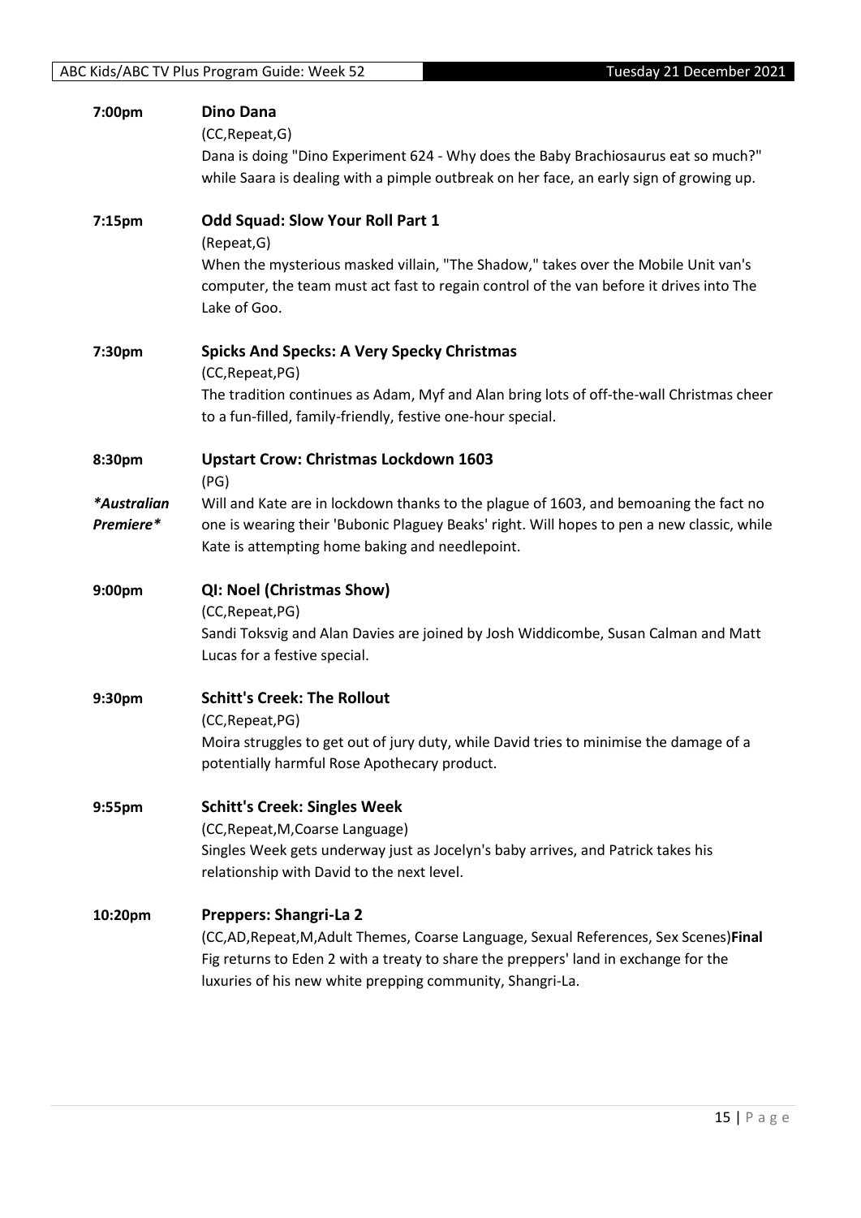**7:00pm** **Dino Dana**

(CC,Repeat,G)

Dana is doing "Dino Experiment 624 - Why does the Baby Brachiosaurus eat so much?" while Saara is dealing with a pimple outbreak on her face, an early sign of growing up.

**7:15pm** **Odd Squad: Slow Your Roll Part 1**

(Repeat,G)

When the mysterious masked villain, "The Shadow," takes over the Mobile Unit van's computer, the team must act fast to regain control of the van before it drives into The Lake of Goo.

**7:30pm** **Spicks And Specks: A Very Specky Christmas**

(CC,Repeat,PG)

The tradition continues as Adam, Myf and Alan bring lots of off-the-wall Christmas cheer to a fun-filled, family-friendly, festive one-hour special.

**8:30pm** **Upstart Crow: Christmas Lockdown 1603**

(PG)

***Australian Premiere***

Will and Kate are in lockdown thanks to the plague of 1603, and bemoaning the fact no one is wearing their 'Bubonic Plaguey Beaks' right. Will hopes to pen a new classic, while Kate is attempting home baking and needlepoint.

**9:00pm** **QI: Noel (Christmas Show)**

(CC,Repeat,PG)

Sandi Toksvig and Alan Davies are joined by Josh Widdicombe, Susan Calman and Matt Lucas for a festive special.

**9:30pm** **Schitt's Creek: The Rollout**

(CC,Repeat,PG)

Moira struggles to get out of jury duty, while David tries to minimise the damage of a potentially harmful Rose Apothecary product.

**9:55pm** **Schitt's Creek: Singles Week**

(CC,Repeat,M,Coarse Language)

Singles Week gets underway just as Jocelyn's baby arrives, and Patrick takes his relationship with David to the next level.

**10:20pm** **Preppers: Shangri-La 2**

(CC,AD,Repeat,M,Adult Themes, Coarse Language, Sexual References, Sex Scenes)**Final**

Fig returns to Eden 2 with a treaty to share the preppers' land in exchange for the luxuries of his new white prepping community, Shangri-La.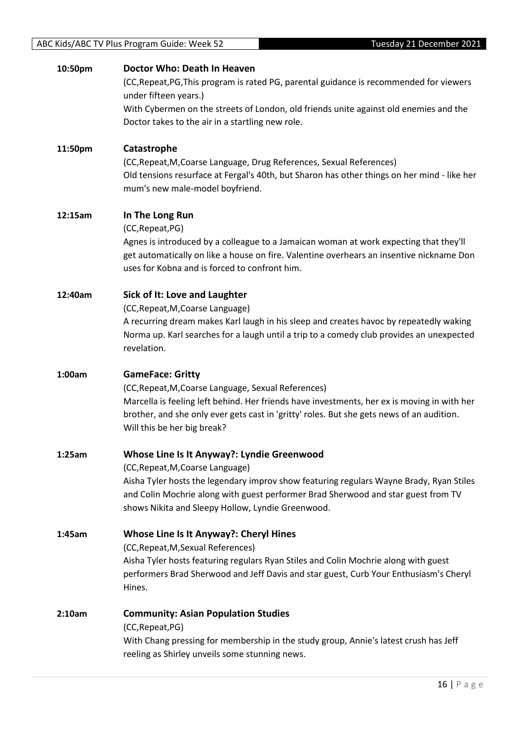**10:50pm** **Doctor Who: Death In Heaven**

(CC,Repeat,PG,This program is rated PG, parental guidance is recommended for viewers under fifteen years.)

With Cybermen on the streets of London, old friends unite against old enemies and the Doctor takes to the air in a startling new role.

**11:50pm** **Catastrophe**

(CC,Repeat,M,Coarse Language, Drug References, Sexual References)

Old tensions resurface at Fergal's 40th, but Sharon has other things on her mind - like her mum's new male-model boyfriend.

**12:15am** **In The Long Run**

(CC,Repeat,PG)

Agnes is introduced by a colleague to a Jamaican woman at work expecting that they'll get automatically on like a house on fire. Valentine overhears an insentive nickname Don uses for Kobna and is forced to confront him.

**12:40am** **Sick of It: Love and Laughter**

(CC,Repeat,M,Coarse Language)

A recurring dream makes Karl laugh in his sleep and creates havoc by repeatedly waking Norma up. Karl searches for a laugh until a trip to a comedy club provides an unexpected revelation.

**1:00am** **GameFace: Gritty**

(CC,Repeat,M,Coarse Language, Sexual References)

Marcella is feeling left behind. Her friends have investments, her ex is moving in with her brother, and she only ever gets cast in 'gritty' roles. But she gets news of an audition. Will this be her big break?

**1:25am** **Whose Line Is It Anyway?: Lyndie Greenwood**

(CC,Repeat,M,Coarse Language)

Aisha Tyler hosts the legendary improv show featuring regulars Wayne Brady, Ryan Stiles and Colin Mochrie along with guest performer Brad Sherwood and star guest from TV shows Nikita and Sleepy Hollow, Lyndie Greenwood.

**1:45am** **Whose Line Is It Anyway?: Cheryl Hines**

(CC,Repeat,M,Sexual References)

Aisha Tyler hosts featuring regulars Ryan Stiles and Colin Mochrie along with guest performers Brad Sherwood and Jeff Davis and star guest, Curb Your Enthusiasm's Cheryl Hines.

**2:10am** **Community: Asian Population Studies**

(CC,Repeat,PG)

With Chang pressing for membership in the study group, Annie's latest crush has Jeff reeling as Shirley unveils some stunning news.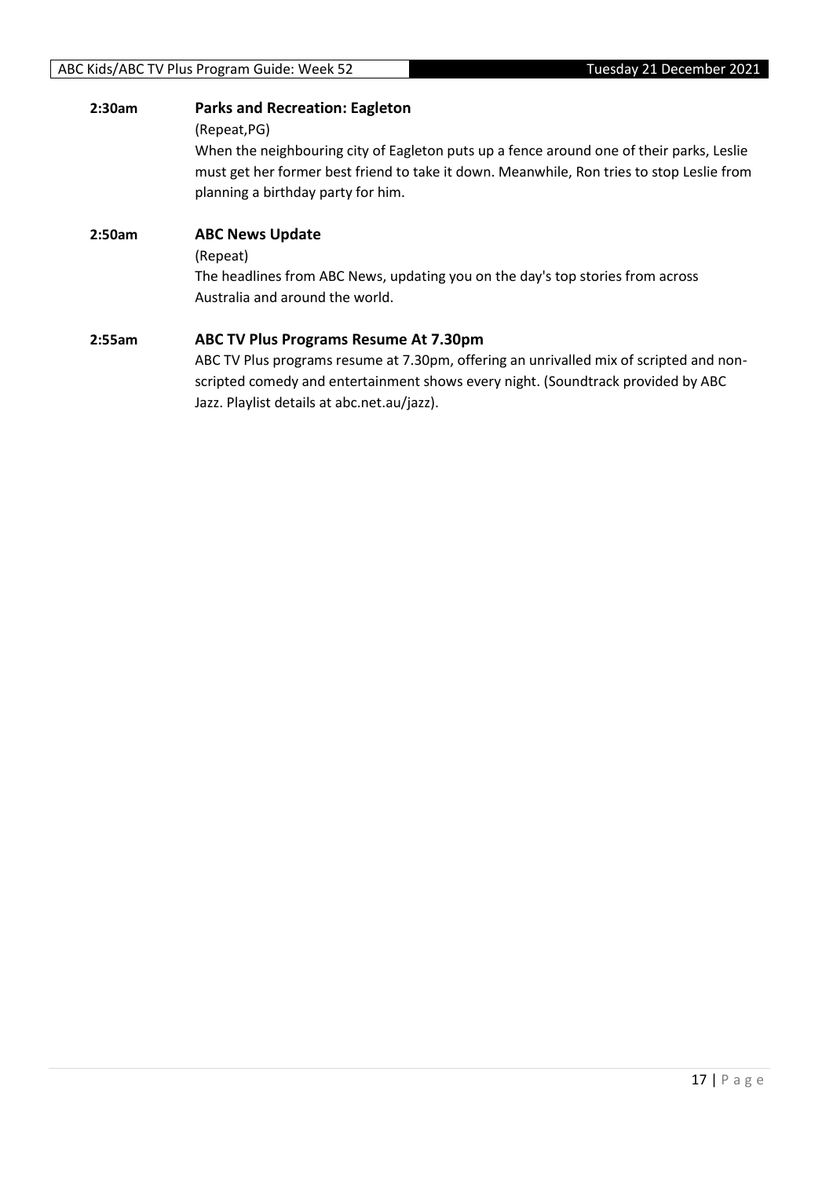**2:30am** **Parks and Recreation: Eagleton**

(Repeat,PG)

When the neighbouring city of Eagleton puts up a fence around one of their parks, Leslie must get her former best friend to take it down. Meanwhile, Ron tries to stop Leslie from planning a birthday party for him.

**2:50am** **ABC News Update**

(Repeat)

The headlines from ABC News, updating you on the day's top stories from across Australia and around the world.

**2:55am** **ABC TV Plus Programs Resume At 7.30pm**

ABC TV Plus programs resume at 7.30pm, offering an unrivalled mix of scripted and non-scripted comedy and entertainment shows every night. (Soundtrack provided by ABC Jazz. Playlist details at abc.net.au/jazz).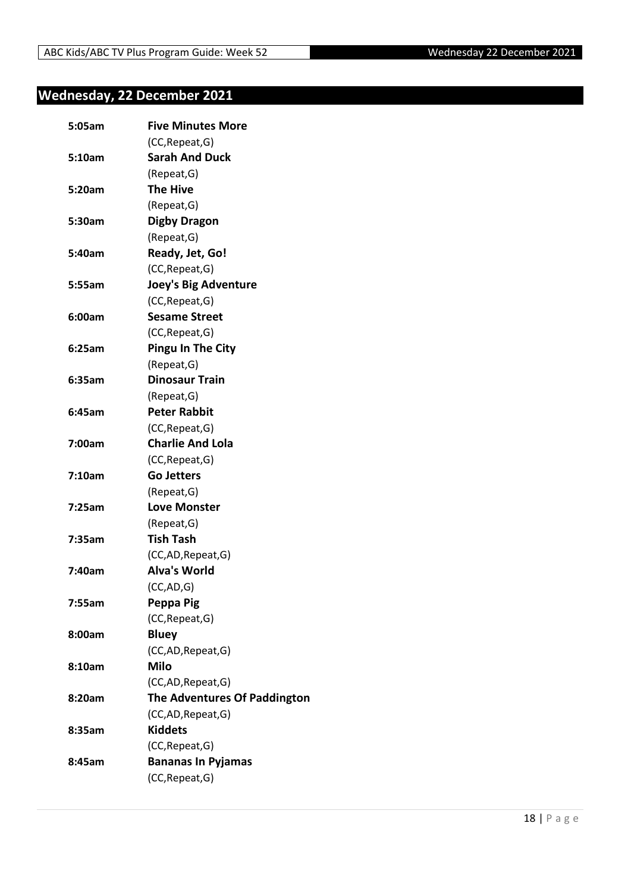## Wednesday, 22 December 2021

| | |
|---|---|
| **5:05am** | **Five Minutes More** |
| | (CC,Repeat,G) |
| **5:10am** | **Sarah And Duck** |
| | (Repeat,G) |
| **5:20am** | **The Hive** |
| | (Repeat,G) |
| **5:30am** | **Digby Dragon** |
| | (Repeat,G) |
| **5:40am** | **Ready, Jet, Go!** |
| | (CC,Repeat,G) |
| **5:55am** | **Joey's Big Adventure** |
| | (CC,Repeat,G) |
| **6:00am** | **Sesame Street** |
| | (CC,Repeat,G) |
| **6:25am** | **Pingu In The City** |
| | (Repeat,G) |
| **6:35am** | **Dinosaur Train** |
| | (Repeat,G) |
| **6:45am** | **Peter Rabbit** |
| | (CC,Repeat,G) |
| **7:00am** | **Charlie And Lola** |
| | (CC,Repeat,G) |
| **7:10am** | **Go Jetters** |
| | (Repeat,G) |
| **7:25am** | **Love Monster** |
| | (Repeat,G) |
| **7:35am** | **Tish Tash** |
| | (CC,AD,Repeat,G) |
| **7:40am** | **Alva's World** |
| | (CC,AD,G) |
| **7:55am** | **Peppa Pig** |
| | (CC,Repeat,G) |
| **8:00am** | **Bluey** |
| | (CC,AD,Repeat,G) |
| **8:10am** | **Milo** |
| | (CC,AD,Repeat,G) |
| **8:20am** | **The Adventures Of Paddington** |
| | (CC,AD,Repeat,G) |
| **8:35am** | **Kiddets** |
| | (CC,Repeat,G) |
| **8:45am** | **Bananas In Pyjamas** |
| | (CC,Repeat,G) |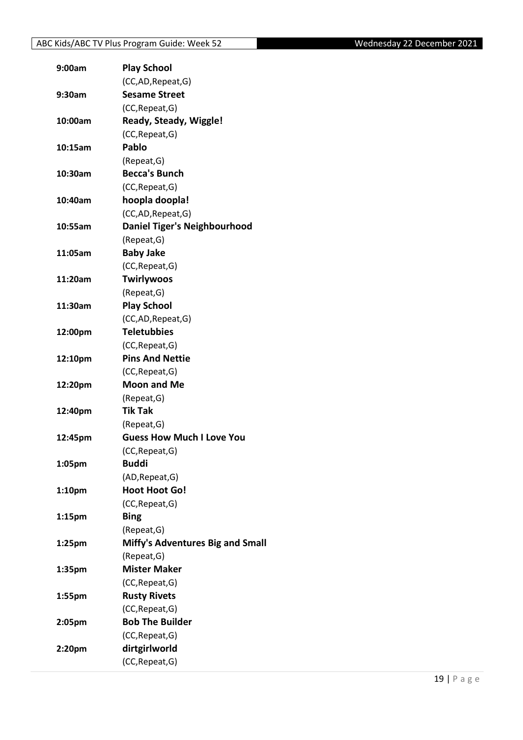| | |
|---|---|
| 9:00am | **Play School** |
| | (CC,AD,Repeat,G) |
| 9:30am | **Sesame Street** |
| | (CC,Repeat,G) |
| 10:00am | **Ready, Steady, Wiggle!** |
| | (CC,Repeat,G) |
| 10:15am | **Pablo** |
| | (Repeat,G) |
| 10:30am | **Becca's Bunch** |
| | (CC,Repeat,G) |
| 10:40am | **hoopla doopla!** |
| | (CC,AD,Repeat,G) |
| 10:55am | **Daniel Tiger's Neighbourhood** |
| | (Repeat,G) |
| 11:05am | **Baby Jake** |
| | (CC,Repeat,G) |
| 11:20am | **Twirlywoos** |
| | (Repeat,G) |
| 11:30am | **Play School** |
| | (CC,AD,Repeat,G) |
| 12:00pm | **Teletubbies** |
| | (CC,Repeat,G) |
| 12:10pm | **Pins And Nettie** |
| | (CC,Repeat,G) |
| 12:20pm | **Moon and Me** |
| | (Repeat,G) |
| 12:40pm | **Tik Tak** |
| | (Repeat,G) |
| 12:45pm | **Guess How Much I Love You** |
| | (CC,Repeat,G) |
| 1:05pm | **Buddi** |
| | (AD,Repeat,G) |
| 1:10pm | **Hoot Hoot Go!** |
| | (CC,Repeat,G) |
| 1:15pm | **Bing** |
| | (Repeat,G) |
| 1:25pm | **Miffy's Adventures Big and Small** |
| | (Repeat,G) |
| 1:35pm | **Mister Maker** |
| | (CC,Repeat,G) |
| 1:55pm | **Rusty Rivets** |
| | (CC,Repeat,G) |
| 2:05pm | **Bob The Builder** |
| | (CC,Repeat,G) |
| 2:20pm | **dirtgirlworld** |
| | (CC,Repeat,G) |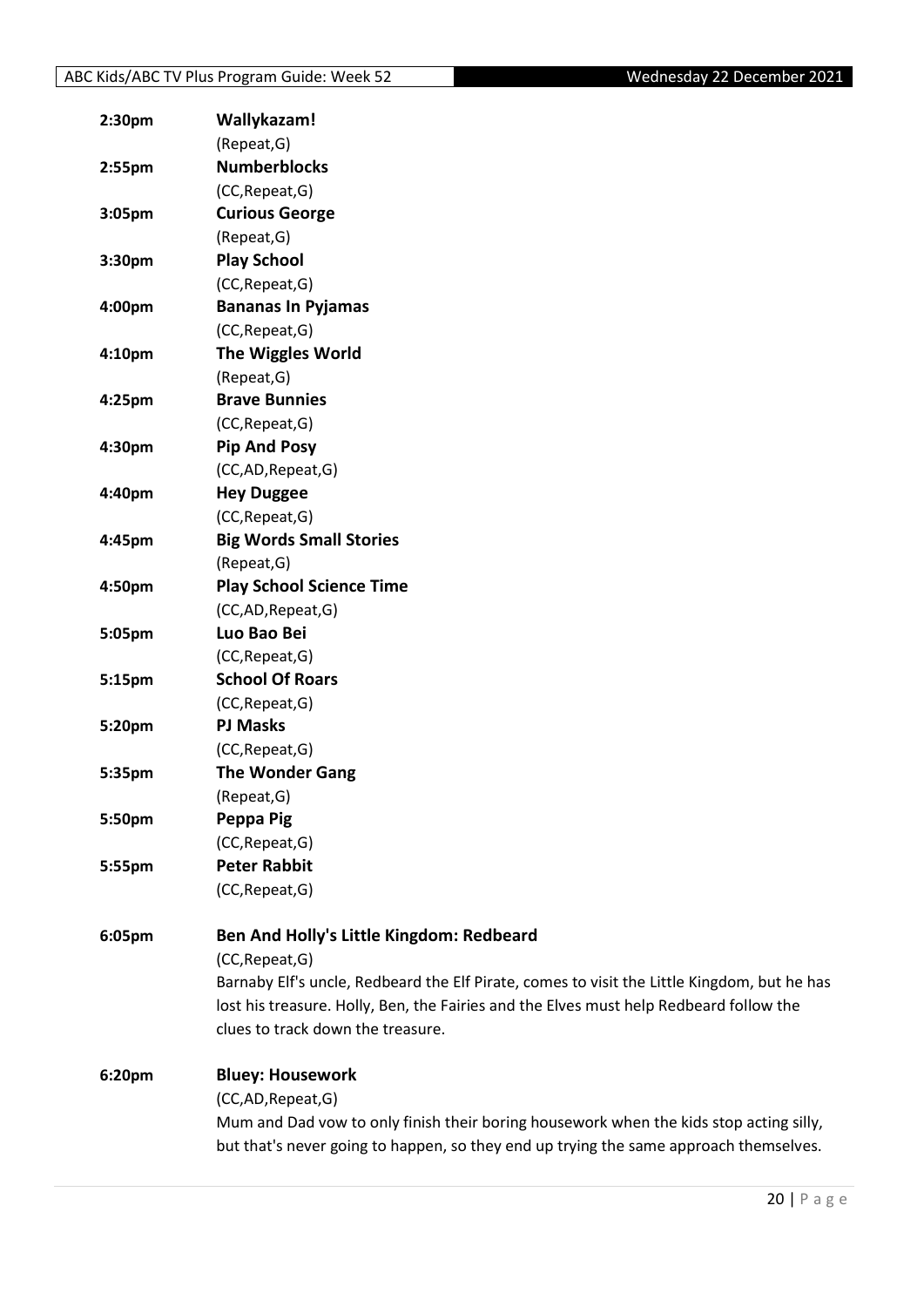**2:30pm** **Wallykazam!**
(Repeat,G)

**2:55pm** **Numberblocks**
(CC,Repeat,G)

**3:05pm** **Curious George**
(Repeat,G)

**3:30pm** **Play School**
(CC,Repeat,G)

**4:00pm** **Bananas In Pyjamas**
(CC,Repeat,G)

**4:10pm** **The Wiggles World**
(Repeat,G)

**4:25pm** **Brave Bunnies**
(CC,Repeat,G)

**4:30pm** **Pip And Posy**
(CC,AD,Repeat,G)

**4:40pm** **Hey Duggee**
(CC,Repeat,G)

**4:45pm** **Big Words Small Stories**
(Repeat,G)

**4:50pm** **Play School Science Time**
(CC,AD,Repeat,G)

**5:05pm** **Luo Bao Bei**
(CC,Repeat,G)

**5:15pm** **School Of Roars**
(CC,Repeat,G)

**5:20pm** **PJ Masks**
(CC,Repeat,G)

**5:35pm** **The Wonder Gang**
(Repeat,G)

**5:50pm** **Peppa Pig**
(CC,Repeat,G)

**5:55pm** **Peter Rabbit**
(CC,Repeat,G)

**6:05pm** **Ben And Holly's Little Kingdom: Redbeard**
(CC,Repeat,G)
Barnaby Elf's uncle, Redbeard the Elf Pirate, comes to visit the Little Kingdom, but he has lost his treasure. Holly, Ben, the Fairies and the Elves must help Redbeard follow the clues to track down the treasure.

**6:20pm** **Bluey: Housework**
(CC,AD,Repeat,G)
Mum and Dad vow to only finish their boring housework when the kids stop acting silly, but that's never going to happen, so they end up trying the same approach themselves.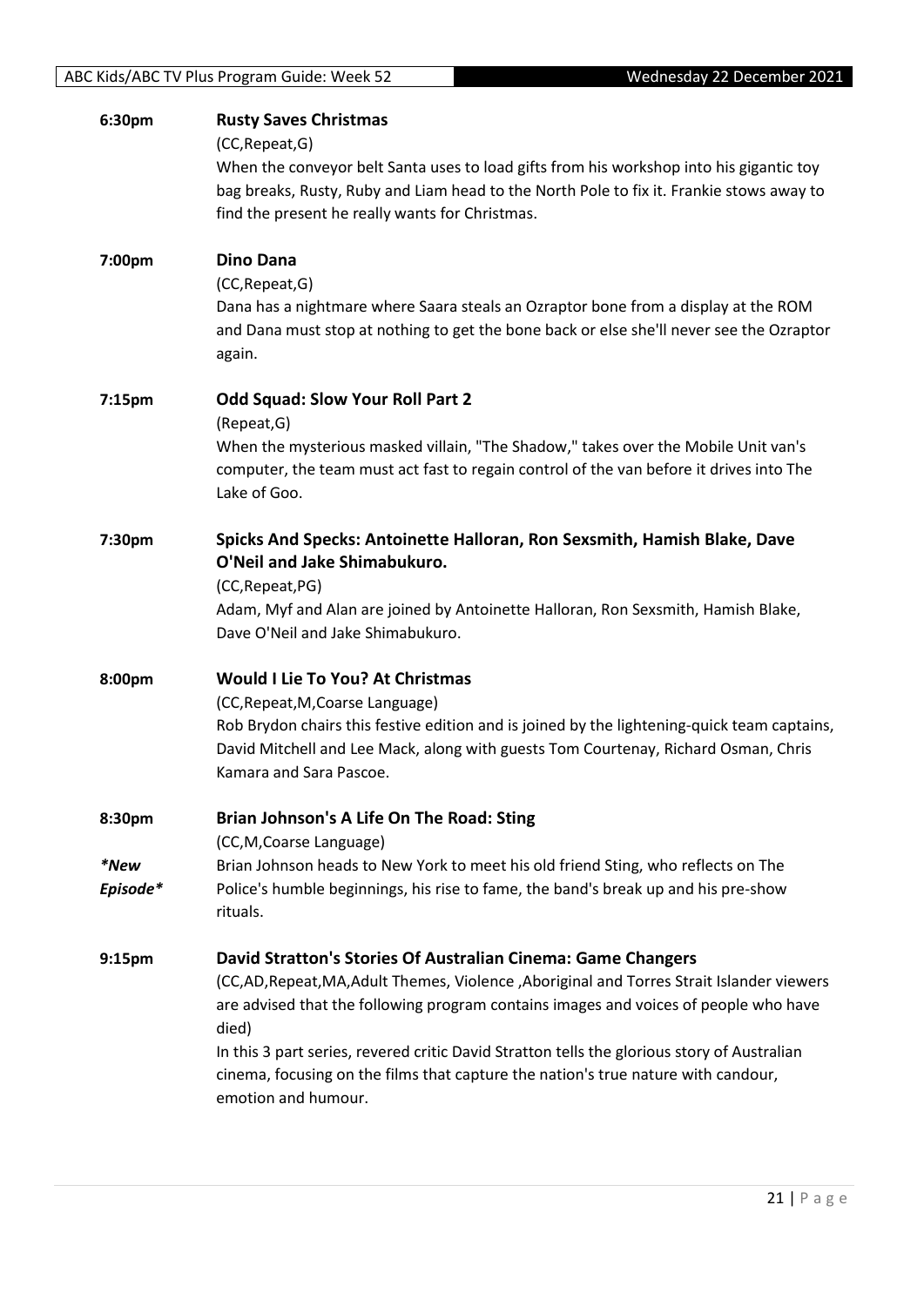**6:30pm** **Rusty Saves Christmas**

(CC,Repeat,G)

When the conveyor belt Santa uses to load gifts from his workshop into his gigantic toy bag breaks, Rusty, Ruby and Liam head to the North Pole to fix it. Frankie stows away to find the present he really wants for Christmas.

**7:00pm** **Dino Dana**

(CC,Repeat,G)

Dana has a nightmare where Saara steals an Ozraptor bone from a display at the ROM and Dana must stop at nothing to get the bone back or else she'll never see the Ozraptor again.

**7:15pm** **Odd Squad: Slow Your Roll Part 2**

(Repeat,G)

When the mysterious masked villain, "The Shadow," takes over the Mobile Unit van's computer, the team must act fast to regain control of the van before it drives into The Lake of Goo.

**7:30pm** **Spicks And Specks: Antoinette Halloran, Ron Sexsmith, Hamish Blake, Dave O'Neil and Jake Shimabukuro.**

(CC,Repeat,PG)

Adam, Myf and Alan are joined by Antoinette Halloran, Ron Sexsmith, Hamish Blake, Dave O'Neil and Jake Shimabukuro.

**8:00pm** **Would I Lie To You? At Christmas**

(CC,Repeat,M,Coarse Language)

Rob Brydon chairs this festive edition and is joined by the lightening-quick team captains, David Mitchell and Lee Mack, along with guests Tom Courtenay, Richard Osman, Chris Kamara and Sara Pascoe.

**8:30pm** **Brian Johnson's A Life On The Road: Sting**

(CC,M,Coarse Language)

*\*New Episode\**

Brian Johnson heads to New York to meet his old friend Sting, who reflects on The Police's humble beginnings, his rise to fame, the band's break up and his pre-show rituals.

**9:15pm** **David Stratton's Stories Of Australian Cinema: Game Changers**

(CC,AD,Repeat,MA,Adult Themes, Violence ,Aboriginal and Torres Strait Islander viewers are advised that the following program contains images and voices of people who have died)

In this 3 part series, revered critic David Stratton tells the glorious story of Australian cinema, focusing on the films that capture the nation's true nature with candour, emotion and humour.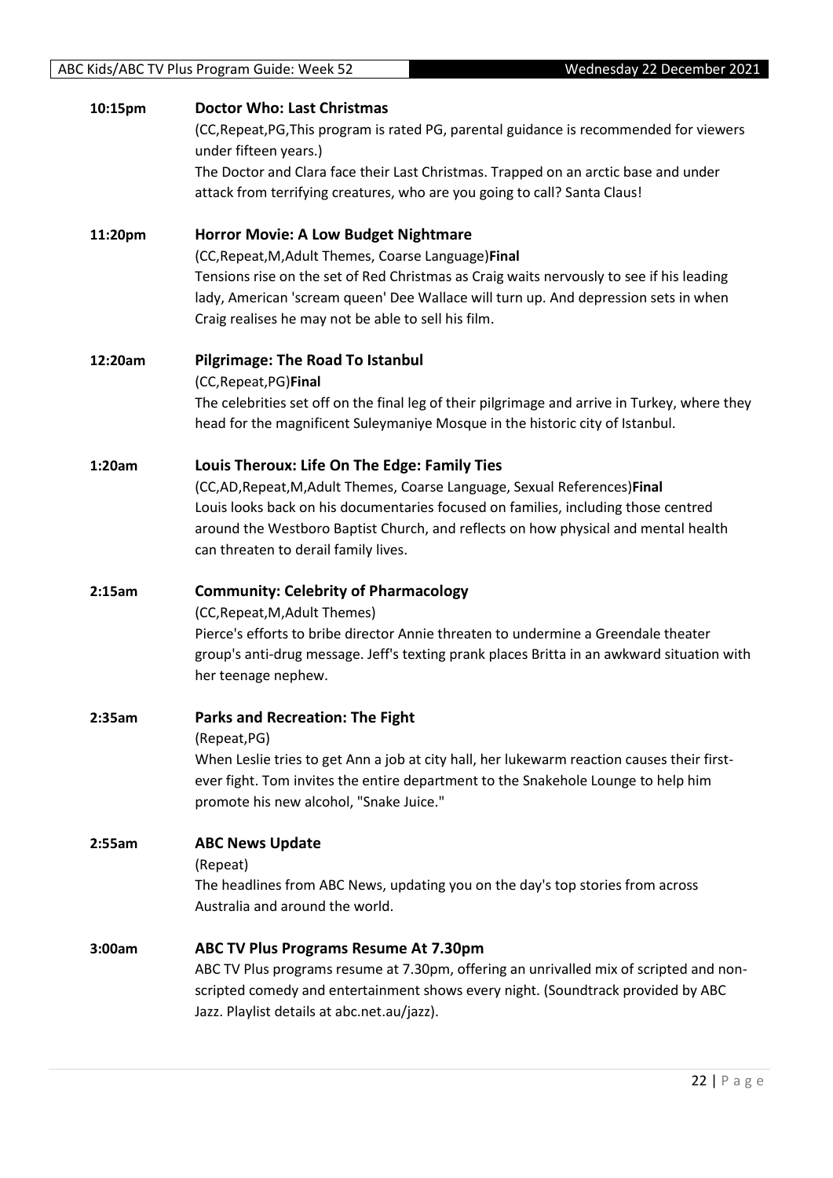**10:15pm** **Doctor Who: Last Christmas**

(CC,Repeat,PG,This program is rated PG, parental guidance is recommended for viewers under fifteen years.)

The Doctor and Clara face their Last Christmas. Trapped on an arctic base and under attack from terrifying creatures, who are you going to call? Santa Claus!

**11:20pm** **Horror Movie: A Low Budget Nightmare**

(CC,Repeat,M,Adult Themes, Coarse Language)**Final**

Tensions rise on the set of Red Christmas as Craig waits nervously to see if his leading lady, American 'scream queen' Dee Wallace will turn up. And depression sets in when Craig realises he may not be able to sell his film.

**12:20am** **Pilgrimage: The Road To Istanbul**

(CC,Repeat,PG)**Final**

The celebrities set off on the final leg of their pilgrimage and arrive in Turkey, where they head for the magnificent Suleymaniye Mosque in the historic city of Istanbul.

**1:20am** **Louis Theroux: Life On The Edge: Family Ties**

(CC,AD,Repeat,M,Adult Themes, Coarse Language, Sexual References)**Final**

Louis looks back on his documentaries focused on families, including those centred around the Westboro Baptist Church, and reflects on how physical and mental health can threaten to derail family lives.

**2:15am** **Community: Celebrity of Pharmacology**

(CC,Repeat,M,Adult Themes)

Pierce's efforts to bribe director Annie threaten to undermine a Greendale theater group's anti-drug message. Jeff's texting prank places Britta in an awkward situation with her teenage nephew.

**2:35am** **Parks and Recreation: The Fight**

(Repeat,PG)

When Leslie tries to get Ann a job at city hall, her lukewarm reaction causes their first-ever fight. Tom invites the entire department to the Snakehole Lounge to help him promote his new alcohol, "Snake Juice."

**2:55am** **ABC News Update**

(Repeat)

The headlines from ABC News, updating you on the day's top stories from across Australia and around the world.

**3:00am** **ABC TV Plus Programs Resume At 7.30pm**

ABC TV Plus programs resume at 7.30pm, offering an unrivalled mix of scripted and non-scripted comedy and entertainment shows every night. (Soundtrack provided by ABC Jazz. Playlist details at abc.net.au/jazz).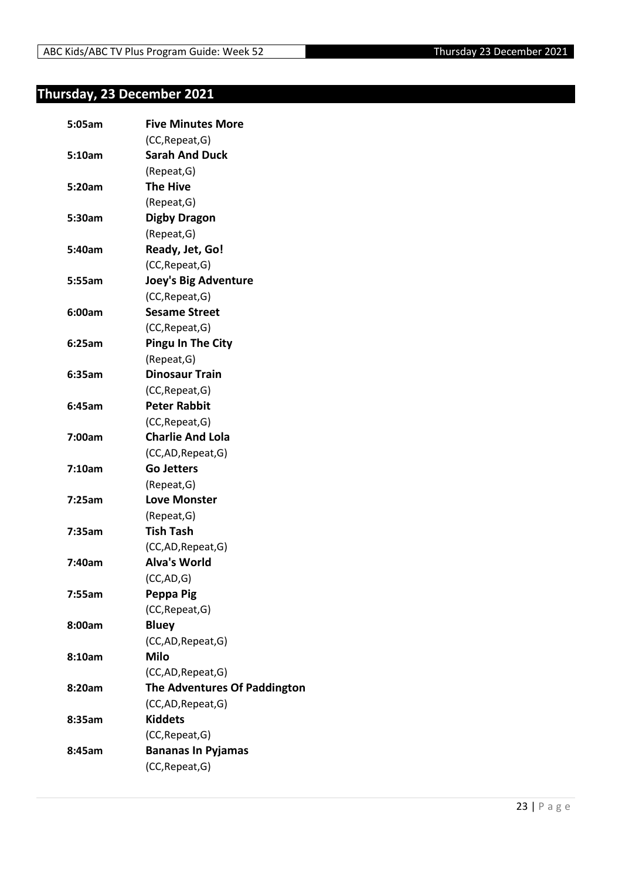## Thursday, 23 December 2021

| | |
|---|---|
| 5:05am | **Five Minutes More**<br>(CC,Repeat,G) |
| 5:10am | **Sarah And Duck**<br>(Repeat,G) |
| 5:20am | **The Hive**<br>(Repeat,G) |
| 5:30am | **Digby Dragon**<br>(Repeat,G) |
| 5:40am | **Ready, Jet, Go!**<br>(CC,Repeat,G) |
| 5:55am | **Joey's Big Adventure**<br>(CC,Repeat,G) |
| 6:00am | **Sesame Street**<br>(CC,Repeat,G) |
| 6:25am | **Pingu In The City**<br>(Repeat,G) |
| 6:35am | **Dinosaur Train**<br>(CC,Repeat,G) |
| 6:45am | **Peter Rabbit**<br>(CC,Repeat,G) |
| 7:00am | **Charlie And Lola**<br>(CC,AD,Repeat,G) |
| 7:10am | **Go Jetters**<br>(Repeat,G) |
| 7:25am | **Love Monster**<br>(Repeat,G) |
| 7:35am | **Tish Tash**<br>(CC,AD,Repeat,G) |
| 7:40am | **Alva's World**<br>(CC,AD,G) |
| 7:55am | **Peppa Pig**<br>(CC,Repeat,G) |
| 8:00am | **Bluey**<br>(CC,AD,Repeat,G) |
| 8:10am | **Milo**<br>(CC,AD,Repeat,G) |
| 8:20am | **The Adventures Of Paddington**<br>(CC,AD,Repeat,G) |
| 8:35am | **Kiddets**<br>(CC,Repeat,G) |
| 8:45am | **Bananas In Pyjamas**<br>(CC,Repeat,G) |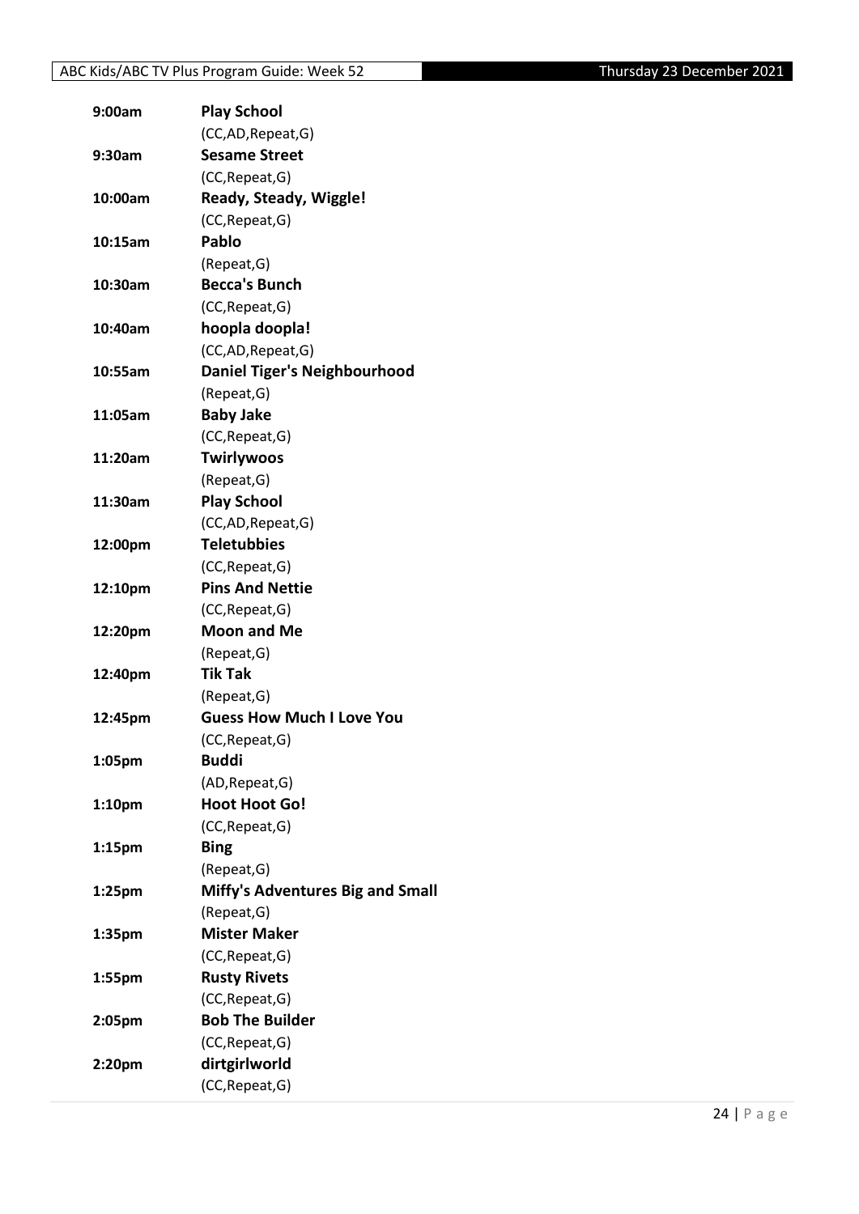| | |
|---|---|
| **9:00am** | **Play School** |
| | (CC,AD,Repeat,G) |
| **9:30am** | **Sesame Street** |
| | (CC,Repeat,G) |
| **10:00am** | **Ready, Steady, Wiggle!** |
| | (CC,Repeat,G) |
| **10:15am** | **Pablo** |
| | (Repeat,G) |
| **10:30am** | **Becca's Bunch** |
| | (CC,Repeat,G) |
| **10:40am** | **hoopla doopla!** |
| | (CC,AD,Repeat,G) |
| **10:55am** | **Daniel Tiger's Neighbourhood** |
| | (Repeat,G) |
| **11:05am** | **Baby Jake** |
| | (CC,Repeat,G) |
| **11:20am** | **Twirlywoos** |
| | (Repeat,G) |
| **11:30am** | **Play School** |
| | (CC,AD,Repeat,G) |
| **12:00pm** | **Teletubbies** |
| | (CC,Repeat,G) |
| **12:10pm** | **Pins And Nettie** |
| | (CC,Repeat,G) |
| **12:20pm** | **Moon and Me** |
| | (Repeat,G) |
| **12:40pm** | **Tik Tak** |
| | (Repeat,G) |
| **12:45pm** | **Guess How Much I Love You** |
| | (CC,Repeat,G) |
| **1:05pm** | **Buddi** |
| | (AD,Repeat,G) |
| **1:10pm** | **Hoot Hoot Go!** |
| | (CC,Repeat,G) |
| **1:15pm** | **Bing** |
| | (Repeat,G) |
| **1:25pm** | **Miffy's Adventures Big and Small** |
| | (Repeat,G) |
| **1:35pm** | **Mister Maker** |
| | (CC,Repeat,G) |
| **1:55pm** | **Rusty Rivets** |
| | (CC,Repeat,G) |
| **2:05pm** | **Bob The Builder** |
| | (CC,Repeat,G) |
| **2:20pm** | **dirtgirlworld** |
| | (CC,Repeat,G) |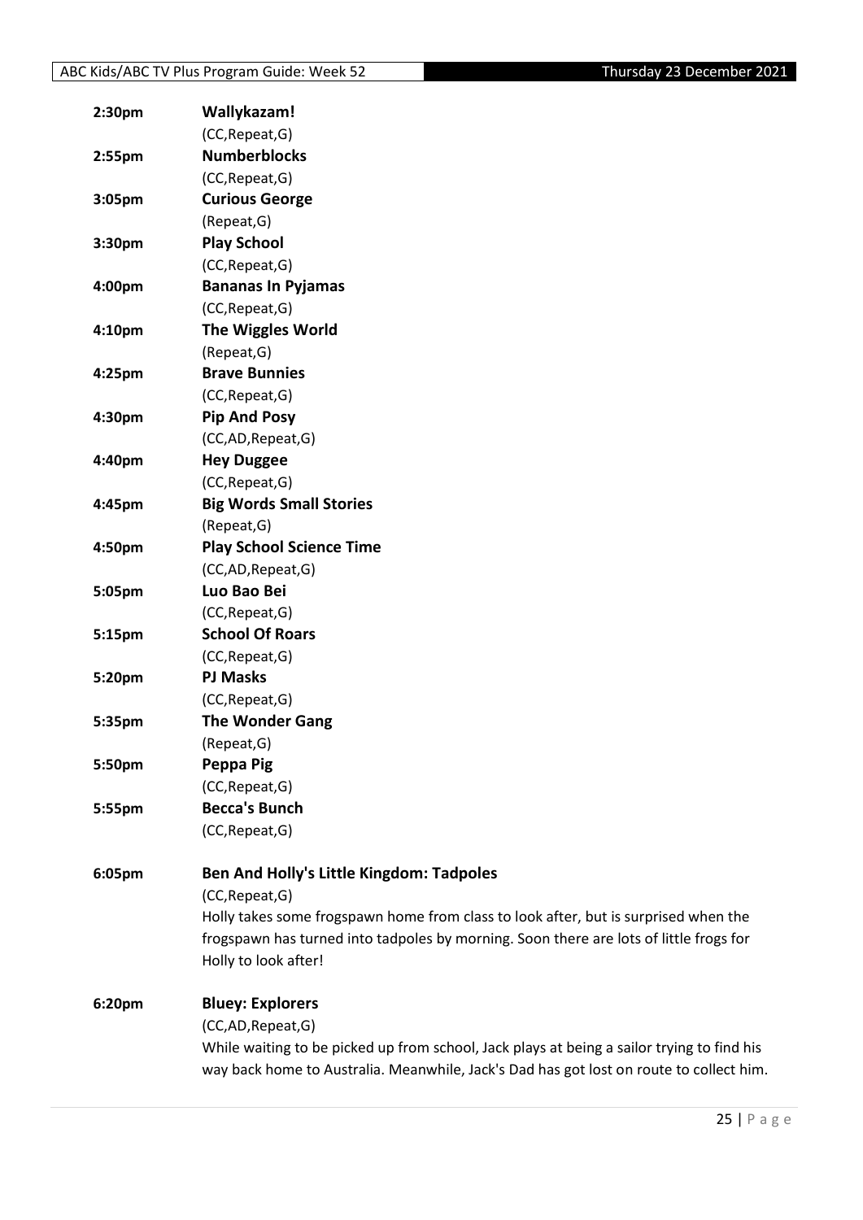**2:30pm** **Wallykazam!**
(CC,Repeat,G)

**2:55pm** **Numberblocks**
(CC,Repeat,G)

**3:05pm** **Curious George**
(Repeat,G)

**3:30pm** **Play School**
(CC,Repeat,G)

**4:00pm** **Bananas In Pyjamas**
(CC,Repeat,G)

**4:10pm** **The Wiggles World**
(Repeat,G)

**4:25pm** **Brave Bunnies**
(CC,Repeat,G)

**4:30pm** **Pip And Posy**
(CC,AD,Repeat,G)

**4:40pm** **Hey Duggee**
(CC,Repeat,G)

**4:45pm** **Big Words Small Stories**
(Repeat,G)

**4:50pm** **Play School Science Time**
(CC,AD,Repeat,G)

**5:05pm** **Luo Bao Bei**
(CC,Repeat,G)

**5:15pm** **School Of Roars**
(CC,Repeat,G)

**5:20pm** **PJ Masks**
(CC,Repeat,G)

**5:35pm** **The Wonder Gang**
(Repeat,G)

**5:50pm** **Peppa Pig**
(CC,Repeat,G)

**5:55pm** **Becca's Bunch**
(CC,Repeat,G)

**6:05pm** **Ben And Holly's Little Kingdom: Tadpoles**
(CC,Repeat,G)
Holly takes some frogspawn home from class to look after, but is surprised when the frogspawn has turned into tadpoles by morning. Soon there are lots of little frogs for Holly to look after!

**6:20pm** **Bluey: Explorers**
(CC,AD,Repeat,G)
While waiting to be picked up from school, Jack plays at being a sailor trying to find his way back home to Australia. Meanwhile, Jack's Dad has got lost on route to collect him.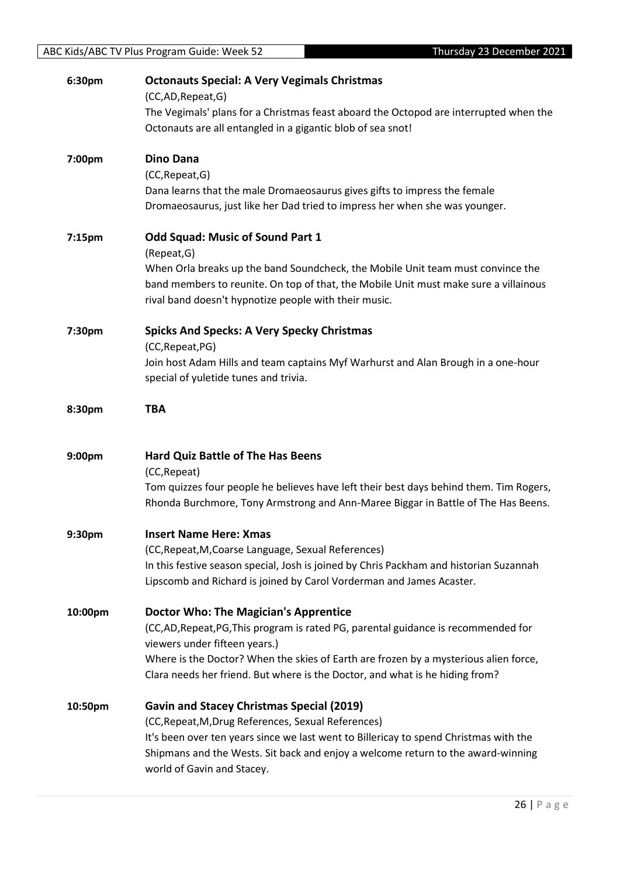**6:30pm** **Octonauts Special: A Very Vegimals Christmas**

(CC,AD,Repeat,G)

The Vegimals' plans for a Christmas feast aboard the Octopod are interrupted when the Octonauts are all entangled in a gigantic blob of sea snot!

**7:00pm** **Dino Dana**

(CC,Repeat,G)

Dana learns that the male Dromaeosaurus gives gifts to impress the female Dromaeosaurus, just like her Dad tried to impress her when she was younger.

**7:15pm** **Odd Squad: Music of Sound Part 1**

(Repeat,G)

When Orla breaks up the band Soundcheck, the Mobile Unit team must convince the band members to reunite. On top of that, the Mobile Unit must make sure a villainous rival band doesn't hypnotize people with their music.

**7:30pm** **Spicks And Specks: A Very Specky Christmas**

(CC,Repeat,PG)

Join host Adam Hills and team captains Myf Warhurst and Alan Brough in a one-hour special of yuletide tunes and trivia.

**8:30pm** **TBA**

**9:00pm** **Hard Quiz Battle of The Has Beens**

(CC,Repeat)

Tom quizzes four people he believes have left their best days behind them. Tim Rogers, Rhonda Burchmore, Tony Armstrong and Ann-Maree Biggar in Battle of The Has Beens.

**9:30pm** **Insert Name Here: Xmas**

(CC,Repeat,M,Coarse Language, Sexual References)

In this festive season special, Josh is joined by Chris Packham and historian Suzannah Lipscomb and Richard is joined by Carol Vorderman and James Acaster.

**10:00pm** **Doctor Who: The Magician's Apprentice**

(CC,AD,Repeat,PG,This program is rated PG, parental guidance is recommended for viewers under fifteen years.)

Where is the Doctor? When the skies of Earth are frozen by a mysterious alien force, Clara needs her friend. But where is the Doctor, and what is he hiding from?

**10:50pm** **Gavin and Stacey Christmas Special (2019)**

(CC,Repeat,M,Drug References, Sexual References)

It's been over ten years since we last went to Billericay to spend Christmas with the Shipmans and the Wests. Sit back and enjoy a welcome return to the award-winning world of Gavin and Stacey.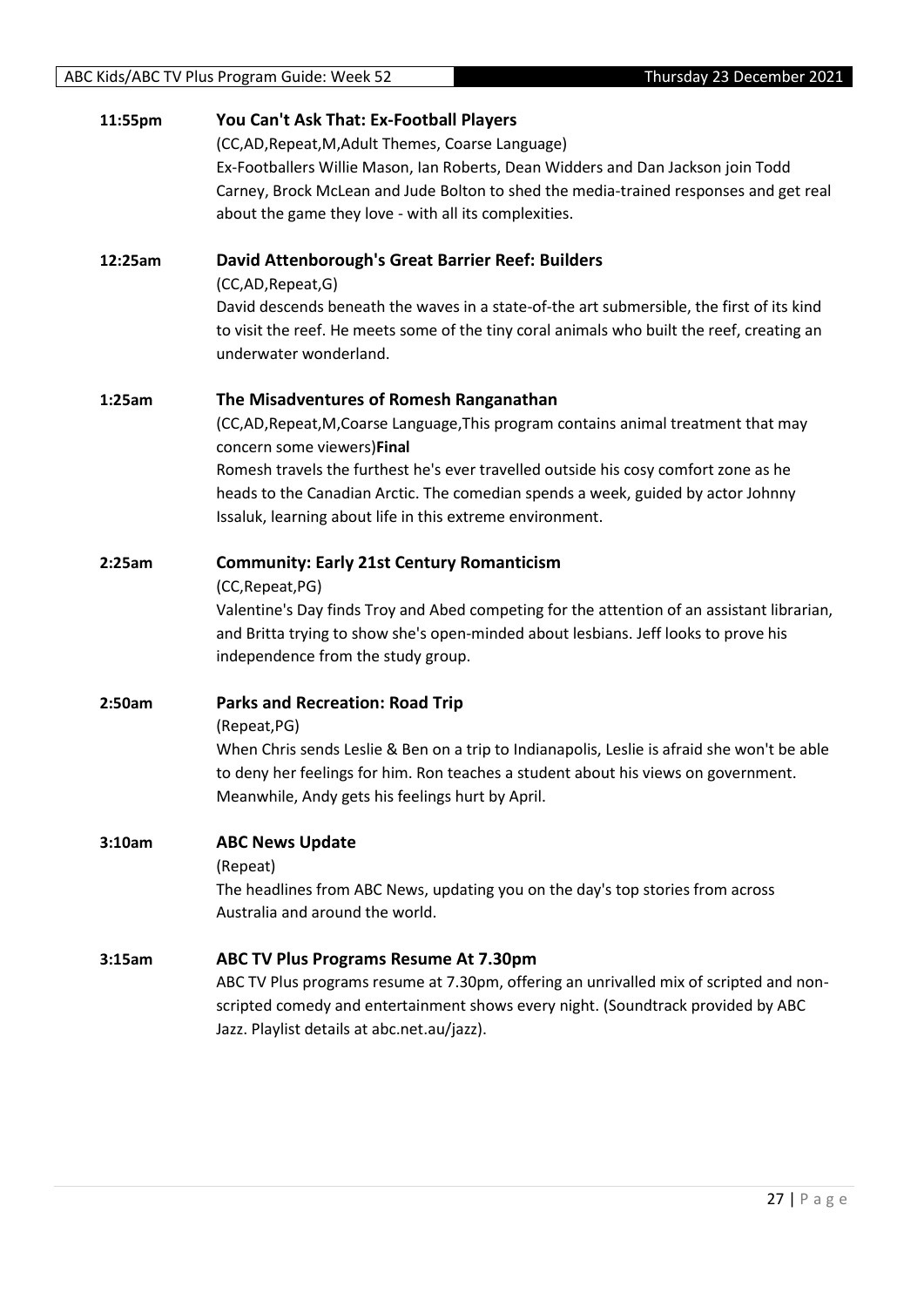**11:55pm** **You Can't Ask That: Ex-Football Players**

(CC,AD,Repeat,M,Adult Themes, Coarse Language)

Ex-Footballers Willie Mason, Ian Roberts, Dean Widders and Dan Jackson join Todd Carney, Brock McLean and Jude Bolton to shed the media-trained responses and get real about the game they love - with all its complexities.

**12:25am** **David Attenborough's Great Barrier Reef: Builders**

(CC,AD,Repeat,G)

David descends beneath the waves in a state-of-the art submersible, the first of its kind to visit the reef. He meets some of the tiny coral animals who built the reef, creating an underwater wonderland.

**1:25am** **The Misadventures of Romesh Ranganathan**

(CC,AD,Repeat,M,Coarse Language,This program contains animal treatment that may concern some viewers)**Final**

Romesh travels the furthest he's ever travelled outside his cosy comfort zone as he heads to the Canadian Arctic. The comedian spends a week, guided by actor Johnny Issaluk, learning about life in this extreme environment.

**2:25am** **Community: Early 21st Century Romanticism**

(CC,Repeat,PG)

Valentine's Day finds Troy and Abed competing for the attention of an assistant librarian, and Britta trying to show she's open-minded about lesbians. Jeff looks to prove his independence from the study group.

**2:50am** **Parks and Recreation: Road Trip**

(Repeat,PG)

When Chris sends Leslie & Ben on a trip to Indianapolis, Leslie is afraid she won't be able to deny her feelings for him. Ron teaches a student about his views on government. Meanwhile, Andy gets his feelings hurt by April.

**3:10am** **ABC News Update**

(Repeat)

The headlines from ABC News, updating you on the day's top stories from across Australia and around the world.

**3:15am** **ABC TV Plus Programs Resume At 7.30pm**

ABC TV Plus programs resume at 7.30pm, offering an unrivalled mix of scripted and non-scripted comedy and entertainment shows every night. (Soundtrack provided by ABC Jazz. Playlist details at abc.net.au/jazz).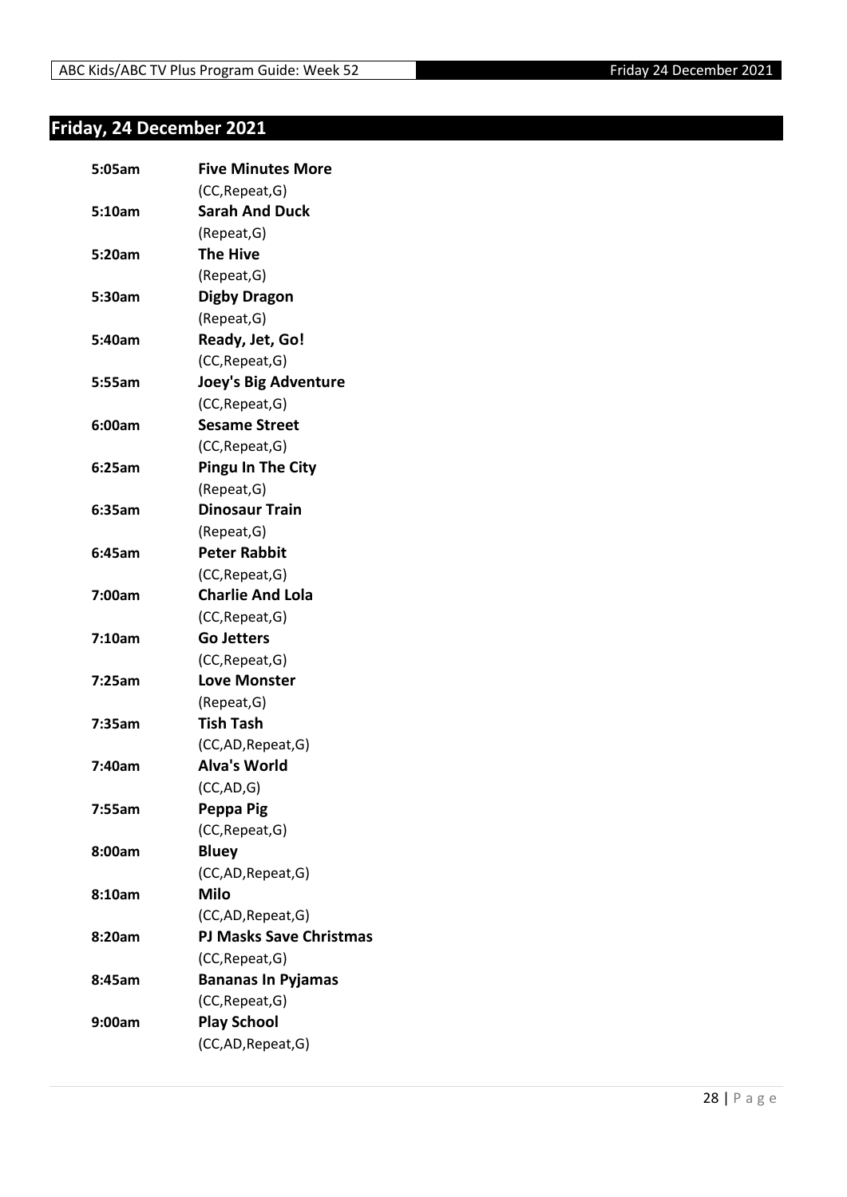## Friday, 24 December 2021

**5:05am** **Five Minutes More**
(CC,Repeat,G)

**5:10am** **Sarah And Duck**
(Repeat,G)

**5:20am** **The Hive**
(Repeat,G)

**5:30am** **Digby Dragon**
(Repeat,G)

**5:40am** **Ready, Jet, Go!**
(CC,Repeat,G)

**5:55am** **Joey's Big Adventure**
(CC,Repeat,G)

**6:00am** **Sesame Street**
(CC,Repeat,G)

**6:25am** **Pingu In The City**
(Repeat,G)

**6:35am** **Dinosaur Train**
(Repeat,G)

**6:45am** **Peter Rabbit**
(CC,Repeat,G)

**7:00am** **Charlie And Lola**
(CC,Repeat,G)

**7:10am** **Go Jetters**
(CC,Repeat,G)

**7:25am** **Love Monster**
(Repeat,G)

**7:35am** **Tish Tash**
(CC,AD,Repeat,G)

**7:40am** **Alva's World**
(CC,AD,G)

**7:55am** **Peppa Pig**
(CC,Repeat,G)

**8:00am** **Bluey**
(CC,AD,Repeat,G)

**8:10am** **Milo**
(CC,AD,Repeat,G)

**8:20am** **PJ Masks Save Christmas**
(CC,Repeat,G)

**8:45am** **Bananas In Pyjamas**
(CC,Repeat,G)

**9:00am** **Play School**
(CC,AD,Repeat,G)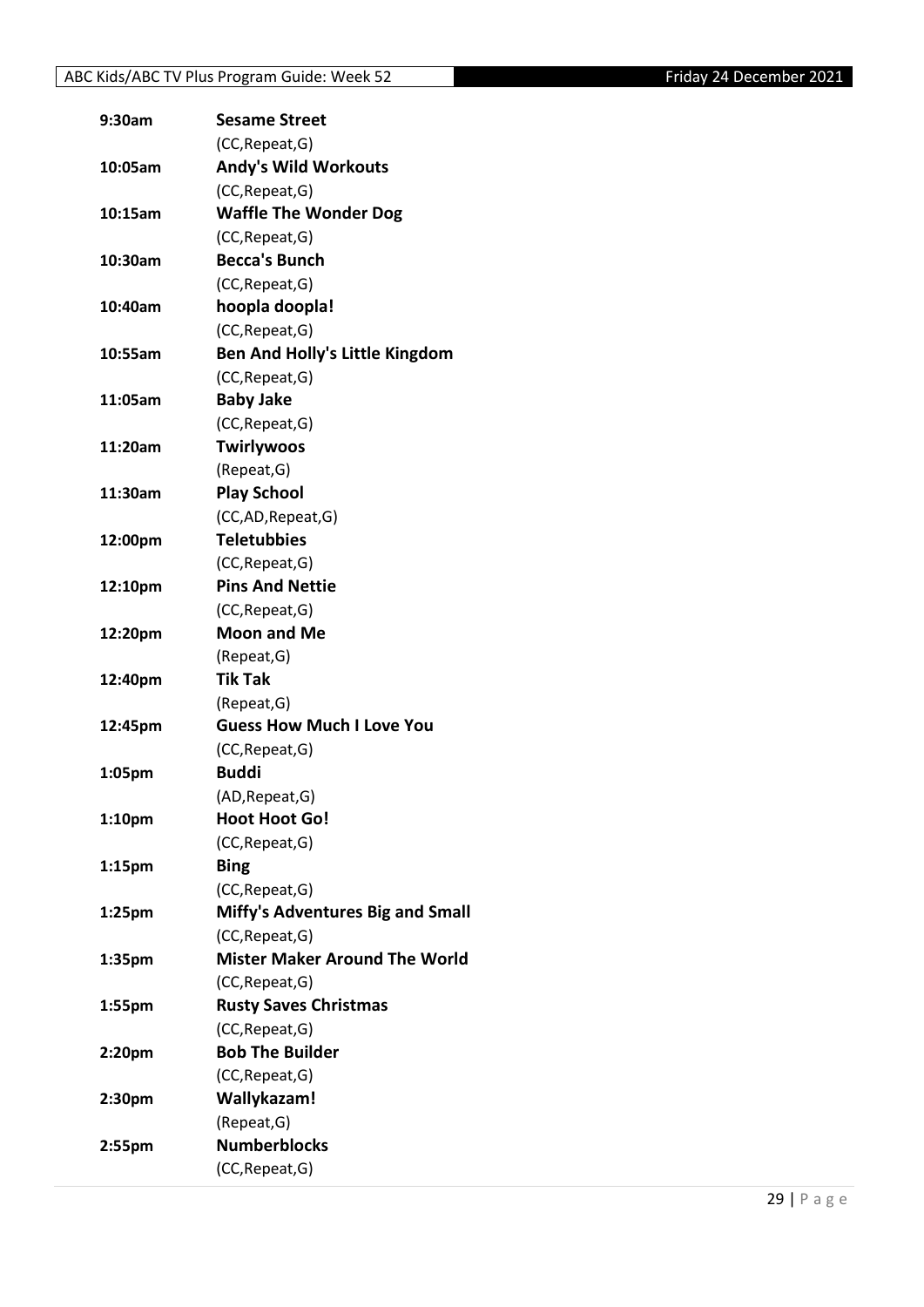| | |
|---|---|
| **9:30am** | **Sesame Street** |
| | (CC,Repeat,G) |
| **10:05am** | **Andy's Wild Workouts** |
| | (CC,Repeat,G) |
| **10:15am** | **Waffle The Wonder Dog** |
| | (CC,Repeat,G) |
| **10:30am** | **Becca's Bunch** |
| | (CC,Repeat,G) |
| **10:40am** | **hoopla doopla!** |
| | (CC,Repeat,G) |
| **10:55am** | **Ben And Holly's Little Kingdom** |
| | (CC,Repeat,G) |
| **11:05am** | **Baby Jake** |
| | (CC,Repeat,G) |
| **11:20am** | **Twirlywoos** |
| | (Repeat,G) |
| **11:30am** | **Play School** |
| | (CC,AD,Repeat,G) |
| **12:00pm** | **Teletubbies** |
| | (CC,Repeat,G) |
| **12:10pm** | **Pins And Nettie** |
| | (CC,Repeat,G) |
| **12:20pm** | **Moon and Me** |
| | (Repeat,G) |
| **12:40pm** | **Tik Tak** |
| | (Repeat,G) |
| **12:45pm** | **Guess How Much I Love You** |
| | (CC,Repeat,G) |
| **1:05pm** | **Buddi** |
| | (AD,Repeat,G) |
| **1:10pm** | **Hoot Hoot Go!** |
| | (CC,Repeat,G) |
| **1:15pm** | **Bing** |
| | (CC,Repeat,G) |
| **1:25pm** | **Miffy's Adventures Big and Small** |
| | (CC,Repeat,G) |
| **1:35pm** | **Mister Maker Around The World** |
| | (CC,Repeat,G) |
| **1:55pm** | **Rusty Saves Christmas** |
| | (CC,Repeat,G) |
| **2:20pm** | **Bob The Builder** |
| | (CC,Repeat,G) |
| **2:30pm** | **Wallykazam!** |
| | (Repeat,G) |
| **2:55pm** | **Numberblocks** |
| | (CC,Repeat,G) |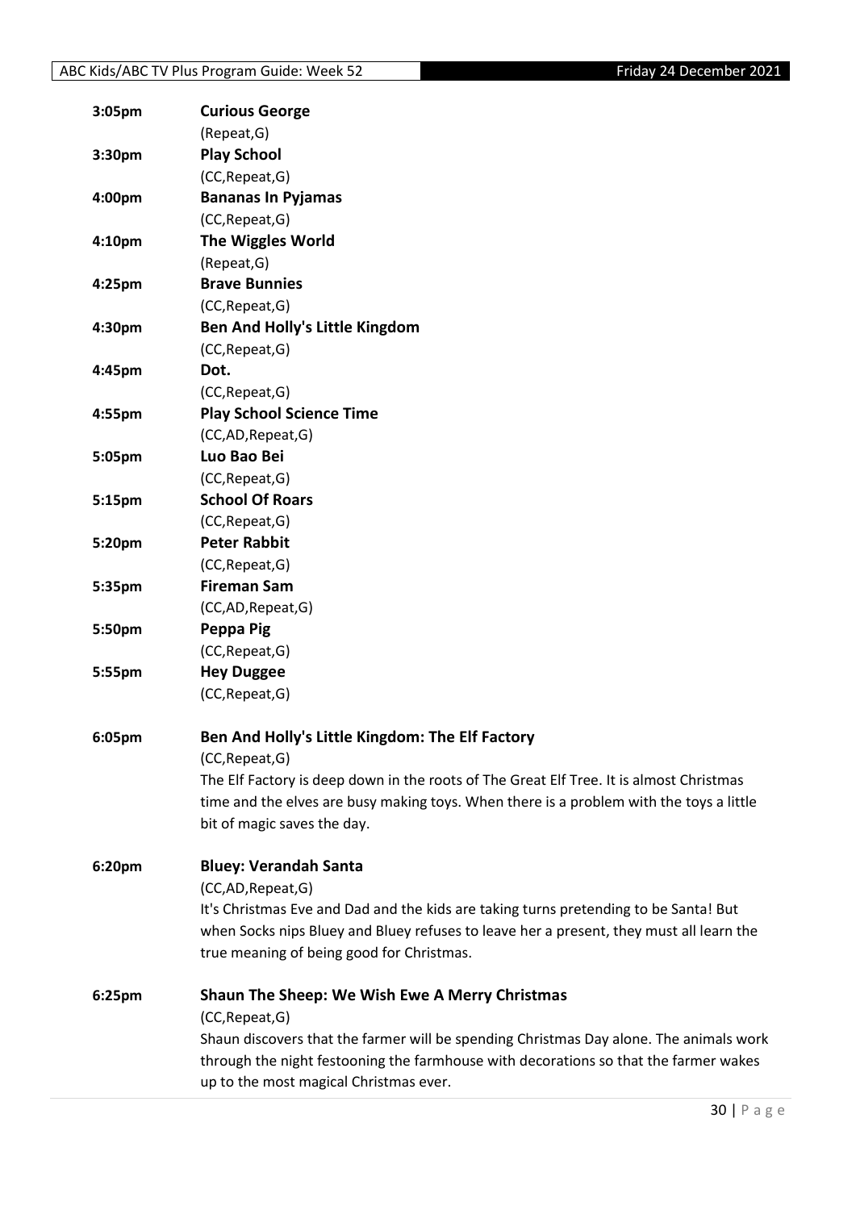**3:05pm** **Curious George**
(Repeat,G)

**3:30pm** **Play School**
(CC,Repeat,G)

**4:00pm** **Bananas In Pyjamas**
(CC,Repeat,G)

**4:10pm** **The Wiggles World**
(Repeat,G)

**4:25pm** **Brave Bunnies**
(CC,Repeat,G)

**4:30pm** **Ben And Holly's Little Kingdom**
(CC,Repeat,G)

**4:45pm** **Dot.**
(CC,Repeat,G)

**4:55pm** **Play School Science Time**
(CC,AD,Repeat,G)

**5:05pm** **Luo Bao Bei**
(CC,Repeat,G)

**5:15pm** **School Of Roars**
(CC,Repeat,G)

**5:20pm** **Peter Rabbit**
(CC,Repeat,G)

**5:35pm** **Fireman Sam**
(CC,AD,Repeat,G)

**5:50pm** **Peppa Pig**
(CC,Repeat,G)

**5:55pm** **Hey Duggee**
(CC,Repeat,G)

**6:05pm** **Ben And Holly's Little Kingdom: The Elf Factory**
(CC,Repeat,G)
The Elf Factory is deep down in the roots of The Great Elf Tree. It is almost Christmas time and the elves are busy making toys. When there is a problem with the toys a little bit of magic saves the day.

**6:20pm** **Bluey: Verandah Santa**
(CC,AD,Repeat,G)
It's Christmas Eve and Dad and the kids are taking turns pretending to be Santa! But when Socks nips Bluey and Bluey refuses to leave her a present, they must all learn the true meaning of being good for Christmas.

**6:25pm** **Shaun The Sheep: We Wish Ewe A Merry Christmas**
(CC,Repeat,G)
Shaun discovers that the farmer will be spending Christmas Day alone. The animals work through the night festooning the farmhouse with decorations so that the farmer wakes up to the most magical Christmas ever.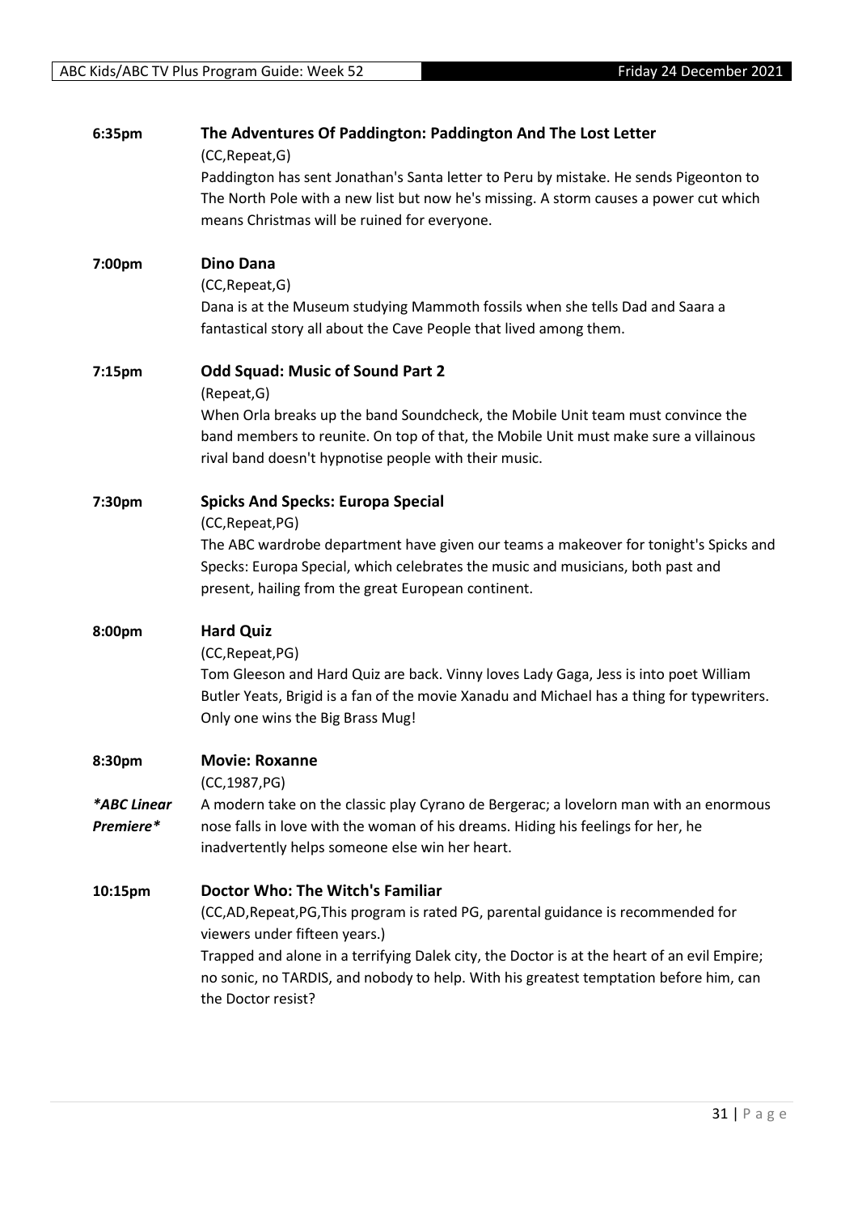**6:35pm** **The Adventures Of Paddington: Paddington And The Lost Letter**

(CC,Repeat,G)

Paddington has sent Jonathan's Santa letter to Peru by mistake. He sends Pigeonton to The North Pole with a new list but now he's missing. A storm causes a power cut which means Christmas will be ruined for everyone.

**7:00pm** **Dino Dana**

(CC,Repeat,G)

Dana is at the Museum studying Mammoth fossils when she tells Dad and Saara a fantastical story all about the Cave People that lived among them.

**7:15pm** **Odd Squad: Music of Sound Part 2**

(Repeat,G)

When Orla breaks up the band Soundcheck, the Mobile Unit team must convince the band members to reunite. On top of that, the Mobile Unit must make sure a villainous rival band doesn't hypnotise people with their music.

**7:30pm** **Spicks And Specks: Europa Special**

(CC,Repeat,PG)

The ABC wardrobe department have given our teams a makeover for tonight's Spicks and Specks: Europa Special, which celebrates the music and musicians, both past and present, hailing from the great European continent.

**8:00pm** **Hard Quiz**

(CC,Repeat,PG)

Tom Gleeson and Hard Quiz are back. Vinny loves Lady Gaga, Jess is into poet William Butler Yeats, Brigid is a fan of the movie Xanadu and Michael has a thing for typewriters. Only one wins the Big Brass Mug!

**8:30pm** **Movie: Roxanne**

(CC,1987,PG)

***ABC Linear Premiere***

A modern take on the classic play Cyrano de Bergerac; a lovelorn man with an enormous nose falls in love with the woman of his dreams. Hiding his feelings for her, he inadvertently helps someone else win her heart.

**10:15pm** **Doctor Who: The Witch's Familiar**

(CC,AD,Repeat,PG,This program is rated PG, parental guidance is recommended for viewers under fifteen years.)

Trapped and alone in a terrifying Dalek city, the Doctor is at the heart of an evil Empire; no sonic, no TARDIS, and nobody to help. With his greatest temptation before him, can the Doctor resist?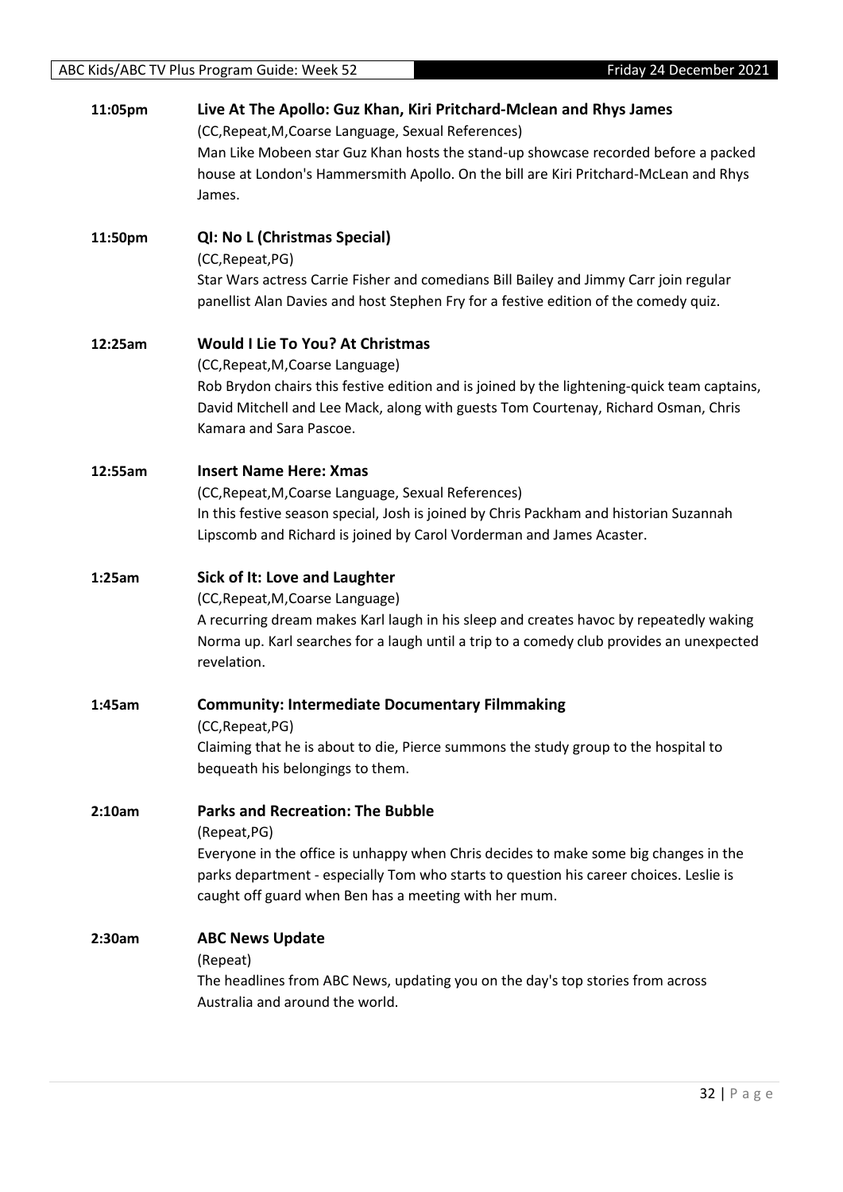**11:05pm** **Live At The Apollo: Guz Khan, Kiri Pritchard-Mclean and Rhys James**
(CC,Repeat,M,Coarse Language, Sexual References)
Man Like Mobeen star Guz Khan hosts the stand-up showcase recorded before a packed house at London's Hammersmith Apollo. On the bill are Kiri Pritchard-McLean and Rhys James.

**11:50pm** **QI: No L (Christmas Special)**
(CC,Repeat,PG)
Star Wars actress Carrie Fisher and comedians Bill Bailey and Jimmy Carr join regular panellist Alan Davies and host Stephen Fry for a festive edition of the comedy quiz.

**12:25am** **Would I Lie To You? At Christmas**
(CC,Repeat,M,Coarse Language)
Rob Brydon chairs this festive edition and is joined by the lightening-quick team captains, David Mitchell and Lee Mack, along with guests Tom Courtenay, Richard Osman, Chris Kamara and Sara Pascoe.

**12:55am** **Insert Name Here: Xmas**
(CC,Repeat,M,Coarse Language, Sexual References)
In this festive season special, Josh is joined by Chris Packham and historian Suzannah Lipscomb and Richard is joined by Carol Vorderman and James Acaster.

**1:25am** **Sick of It: Love and Laughter**
(CC,Repeat,M,Coarse Language)
A recurring dream makes Karl laugh in his sleep and creates havoc by repeatedly waking Norma up. Karl searches for a laugh until a trip to a comedy club provides an unexpected revelation.

**1:45am** **Community: Intermediate Documentary Filmmaking**
(CC,Repeat,PG)
Claiming that he is about to die, Pierce summons the study group to the hospital to bequeath his belongings to them.

**2:10am** **Parks and Recreation: The Bubble**
(Repeat,PG)
Everyone in the office is unhappy when Chris decides to make some big changes in the parks department - especially Tom who starts to question his career choices. Leslie is caught off guard when Ben has a meeting with her mum.

**2:30am** **ABC News Update**
(Repeat)
The headlines from ABC News, updating you on the day's top stories from across Australia and around the world.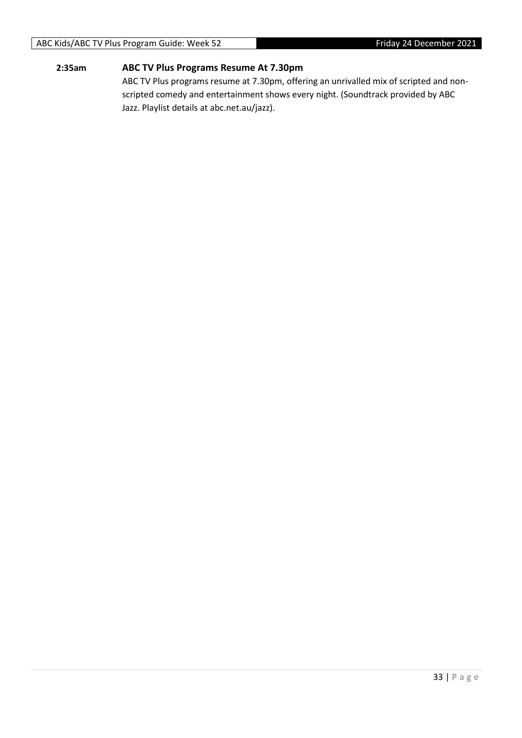**2:35am** **ABC TV Plus Programs Resume At 7.30pm**

ABC TV Plus programs resume at 7.30pm, offering an unrivalled mix of scripted and non-scripted comedy and entertainment shows every night. (Soundtrack provided by ABC Jazz. Playlist details at abc.net.au/jazz).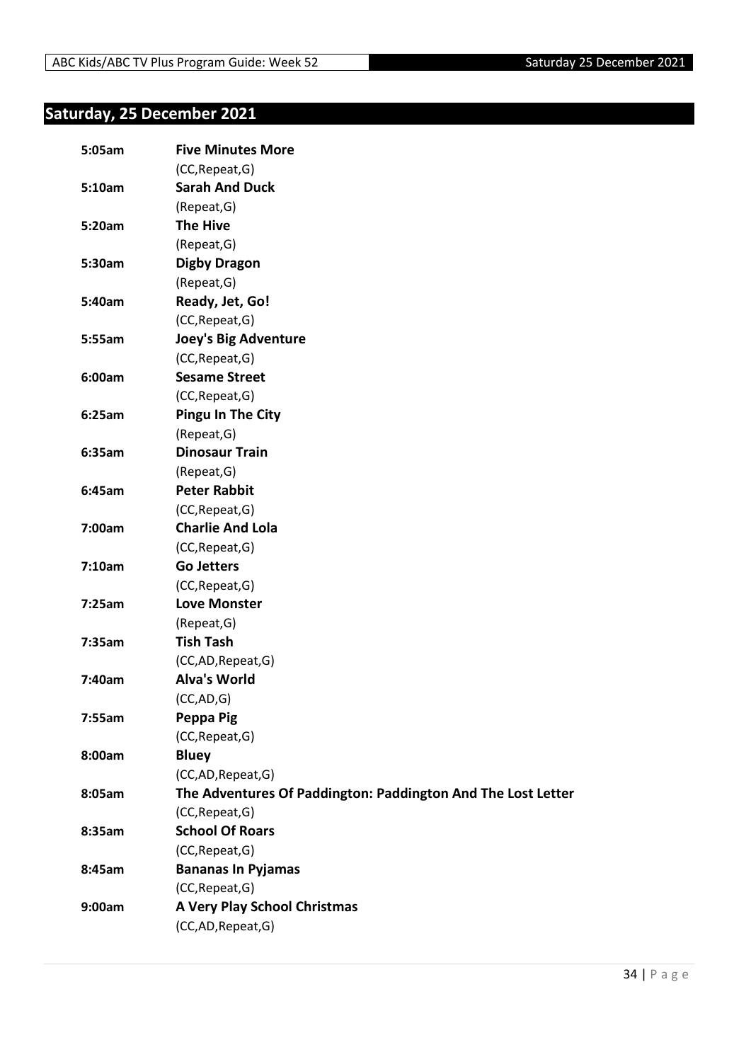## Saturday, 25 December 2021

| | |
|---|---|
| **5:05am** | **Five Minutes More** |
| | (CC,Repeat,G) |
| **5:10am** | **Sarah And Duck** |
| | (Repeat,G) |
| **5:20am** | **The Hive** |
| | (Repeat,G) |
| **5:30am** | **Digby Dragon** |
| | (Repeat,G) |
| **5:40am** | **Ready, Jet, Go!** |
| | (CC,Repeat,G) |
| **5:55am** | **Joey's Big Adventure** |
| | (CC,Repeat,G) |
| **6:00am** | **Sesame Street** |
| | (CC,Repeat,G) |
| **6:25am** | **Pingu In The City** |
| | (Repeat,G) |
| **6:35am** | **Dinosaur Train** |
| | (Repeat,G) |
| **6:45am** | **Peter Rabbit** |
| | (CC,Repeat,G) |
| **7:00am** | **Charlie And Lola** |
| | (CC,Repeat,G) |
| **7:10am** | **Go Jetters** |
| | (CC,Repeat,G) |
| **7:25am** | **Love Monster** |
| | (Repeat,G) |
| **7:35am** | **Tish Tash** |
| | (CC,AD,Repeat,G) |
| **7:40am** | **Alva's World** |
| | (CC,AD,G) |
| **7:55am** | **Peppa Pig** |
| | (CC,Repeat,G) |
| **8:00am** | **Bluey** |
| | (CC,AD,Repeat,G) |
| **8:05am** | **The Adventures Of Paddington: Paddington And The Lost Letter** |
| | (CC,Repeat,G) |
| **8:35am** | **School Of Roars** |
| | (CC,Repeat,G) |
| **8:45am** | **Bananas In Pyjamas** |
| | (CC,Repeat,G) |
| **9:00am** | **A Very Play School Christmas** |
| | (CC,AD,Repeat,G) |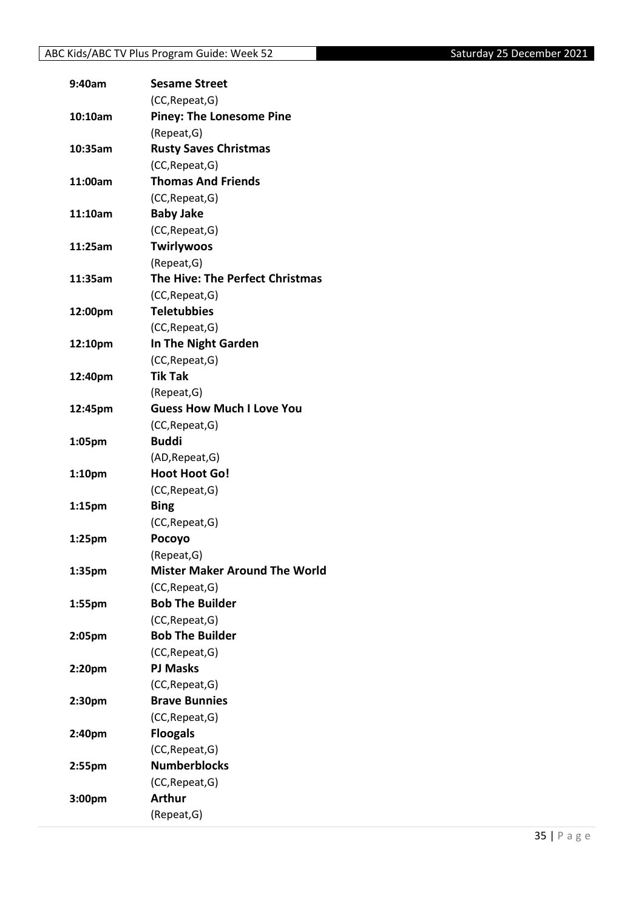| | |
|---|---|
| 9:40am | **Sesame Street** |
| | (CC,Repeat,G) |
| 10:10am | **Piney: The Lonesome Pine** |
| | (Repeat,G) |
| 10:35am | **Rusty Saves Christmas** |
| | (CC,Repeat,G) |
| 11:00am | **Thomas And Friends** |
| | (CC,Repeat,G) |
| 11:10am | **Baby Jake** |
| | (CC,Repeat,G) |
| 11:25am | **Twirlywoos** |
| | (Repeat,G) |
| 11:35am | **The Hive: The Perfect Christmas** |
| | (CC,Repeat,G) |
| 12:00pm | **Teletubbies** |
| | (CC,Repeat,G) |
| 12:10pm | **In The Night Garden** |
| | (CC,Repeat,G) |
| 12:40pm | **Tik Tak** |
| | (Repeat,G) |
| 12:45pm | **Guess How Much I Love You** |
| | (CC,Repeat,G) |
| 1:05pm | **Buddi** |
| | (AD,Repeat,G) |
| 1:10pm | **Hoot Hoot Go!** |
| | (CC,Repeat,G) |
| 1:15pm | **Bing** |
| | (CC,Repeat,G) |
| 1:25pm | **Pocoyo** |
| | (Repeat,G) |
| 1:35pm | **Mister Maker Around The World** |
| | (CC,Repeat,G) |
| 1:55pm | **Bob The Builder** |
| | (CC,Repeat,G) |
| 2:05pm | **Bob The Builder** |
| | (CC,Repeat,G) |
| 2:20pm | **PJ Masks** |
| | (CC,Repeat,G) |
| 2:30pm | **Brave Bunnies** |
| | (CC,Repeat,G) |
| 2:40pm | **Floogals** |
| | (CC,Repeat,G) |
| 2:55pm | **Numberblocks** |
| | (CC,Repeat,G) |
| 3:00pm | **Arthur** |
| | (Repeat,G) |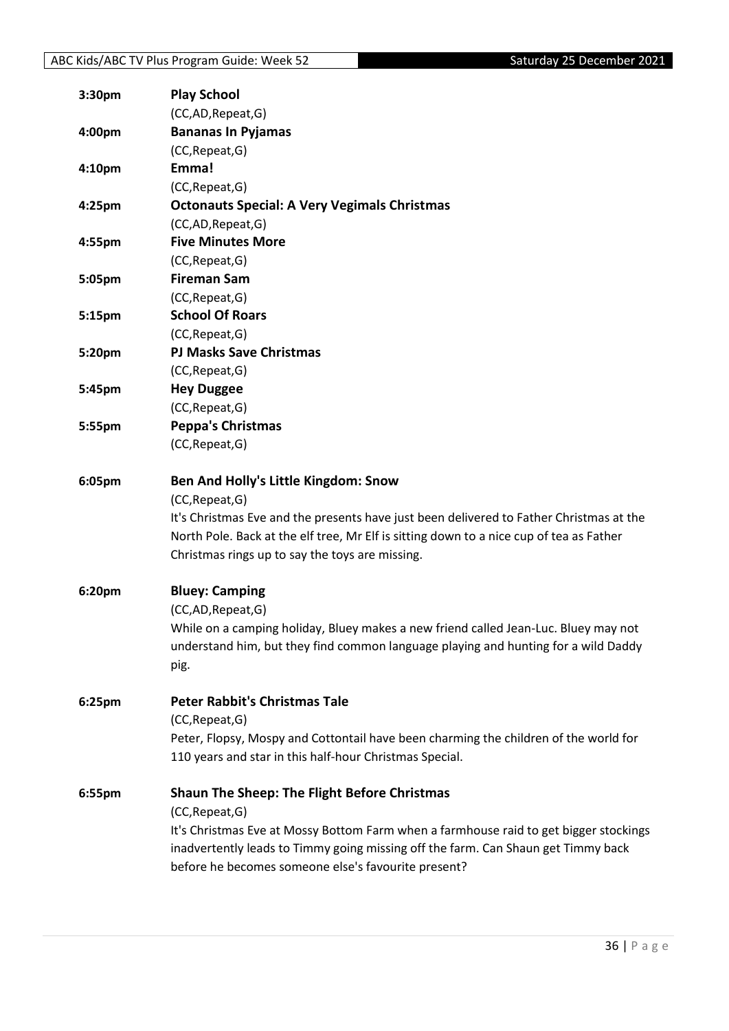**3:30pm** **Play School**
(CC,AD,Repeat,G)

**4:00pm** **Bananas In Pyjamas**
(CC,Repeat,G)

**4:10pm** **Emma!**
(CC,Repeat,G)

**4:25pm** **Octonauts Special: A Very Vegimals Christmas**
(CC,AD,Repeat,G)

**4:55pm** **Five Minutes More**
(CC,Repeat,G)

**5:05pm** **Fireman Sam**
(CC,Repeat,G)

**5:15pm** **School Of Roars**
(CC,Repeat,G)

**5:20pm** **PJ Masks Save Christmas**
(CC,Repeat,G)

**5:45pm** **Hey Duggee**
(CC,Repeat,G)

**5:55pm** **Peppa's Christmas**
(CC,Repeat,G)

**6:05pm** **Ben And Holly's Little Kingdom: Snow**
(CC,Repeat,G)
It's Christmas Eve and the presents have just been delivered to Father Christmas at the North Pole. Back at the elf tree, Mr Elf is sitting down to a nice cup of tea as Father Christmas rings up to say the toys are missing.

**6:20pm** **Bluey: Camping**
(CC,AD,Repeat,G)
While on a camping holiday, Bluey makes a new friend called Jean-Luc. Bluey may not understand him, but they find common language playing and hunting for a wild Daddy pig.

**6:25pm** **Peter Rabbit's Christmas Tale**
(CC,Repeat,G)
Peter, Flopsy, Mospy and Cottontail have been charming the children of the world for 110 years and star in this half-hour Christmas Special.

**6:55pm** **Shaun The Sheep: The Flight Before Christmas**
(CC,Repeat,G)
It's Christmas Eve at Mossy Bottom Farm when a farmhouse raid to get bigger stockings inadvertently leads to Timmy going missing off the farm. Can Shaun get Timmy back before he becomes someone else's favourite present?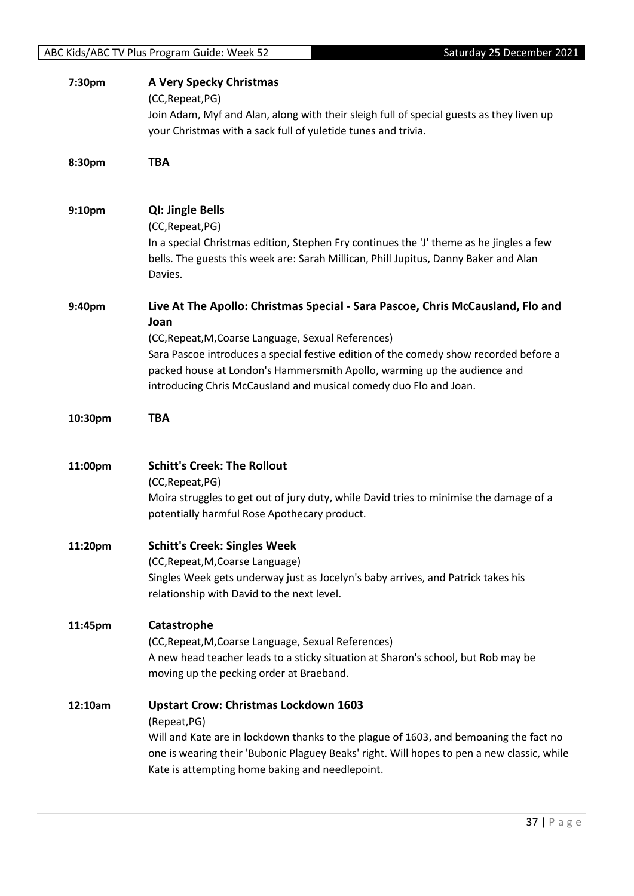**7:30pm** **A Very Specky Christmas**

(CC,Repeat,PG)

Join Adam, Myf and Alan, along with their sleigh full of special guests as they liven up your Christmas with a sack full of yuletide tunes and trivia.

**8:30pm** **TBA**

**9:10pm** **QI: Jingle Bells**

(CC,Repeat,PG)

In a special Christmas edition, Stephen Fry continues the 'J' theme as he jingles a few bells. The guests this week are: Sarah Millican, Phill Jupitus, Danny Baker and Alan Davies.

**9:40pm** **Live At The Apollo: Christmas Special - Sara Pascoe, Chris McCausland, Flo and Joan**

(CC,Repeat,M,Coarse Language, Sexual References)

Sara Pascoe introduces a special festive edition of the comedy show recorded before a packed house at London's Hammersmith Apollo, warming up the audience and introducing Chris McCausland and musical comedy duo Flo and Joan.

**10:30pm** **TBA**

**11:00pm** **Schitt's Creek: The Rollout**

(CC,Repeat,PG)

Moira struggles to get out of jury duty, while David tries to minimise the damage of a potentially harmful Rose Apothecary product.

**11:20pm** **Schitt's Creek: Singles Week**

(CC,Repeat,M,Coarse Language)

Singles Week gets underway just as Jocelyn's baby arrives, and Patrick takes his relationship with David to the next level.

**11:45pm** **Catastrophe**

(CC,Repeat,M,Coarse Language, Sexual References)

A new head teacher leads to a sticky situation at Sharon's school, but Rob may be moving up the pecking order at Braeband.

**12:10am** **Upstart Crow: Christmas Lockdown 1603**

(Repeat,PG)

Will and Kate are in lockdown thanks to the plague of 1603, and bemoaning the fact no one is wearing their 'Bubonic Plaguey Beaks' right. Will hopes to pen a new classic, while Kate is attempting home baking and needlepoint.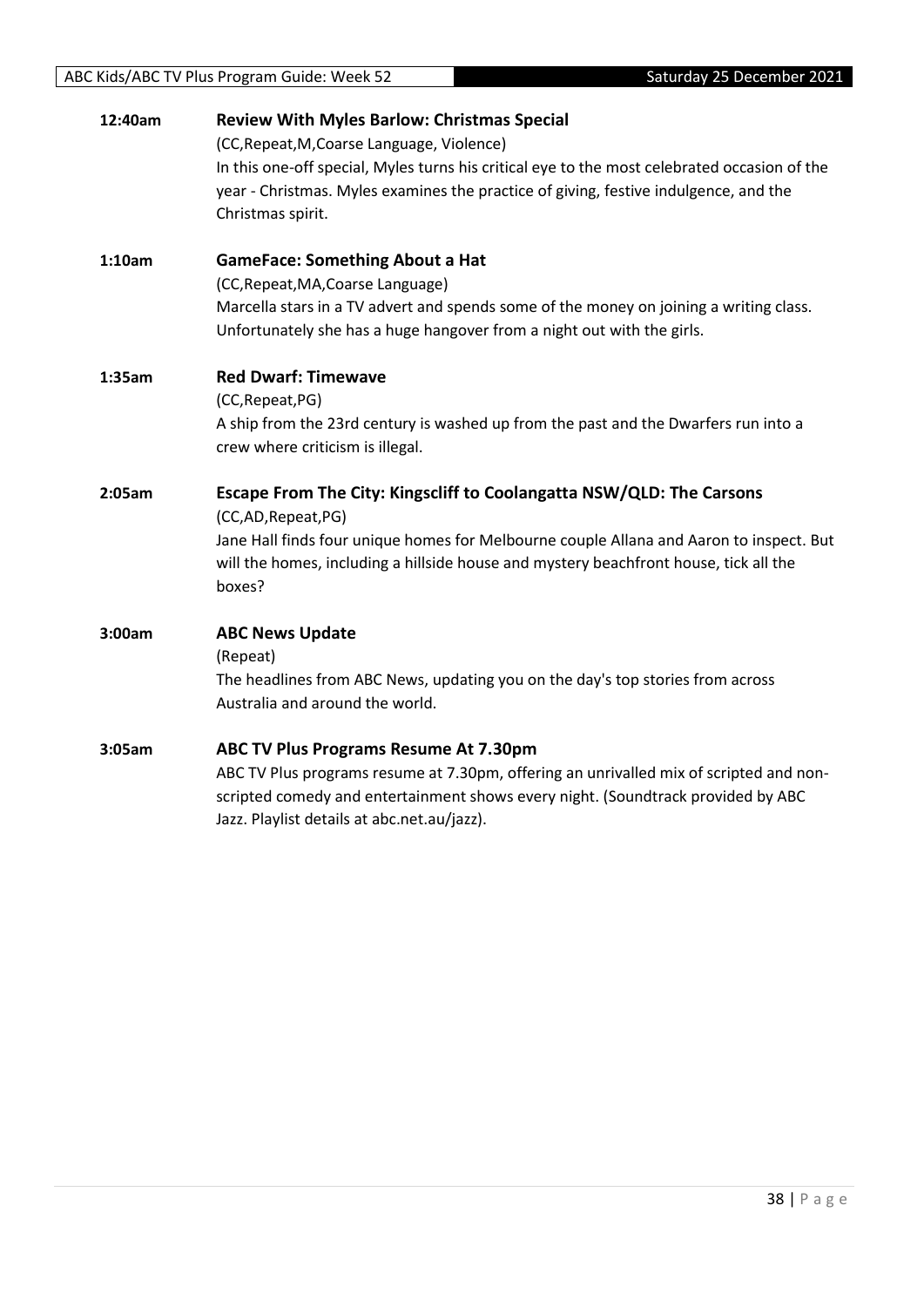**12:40am** **Review With Myles Barlow: Christmas Special**

(CC,Repeat,M,Coarse Language, Violence)

In this one-off special, Myles turns his critical eye to the most celebrated occasion of the year - Christmas. Myles examines the practice of giving, festive indulgence, and the Christmas spirit.

**1:10am** **GameFace: Something About a Hat**

(CC,Repeat,MA,Coarse Language)

Marcella stars in a TV advert and spends some of the money on joining a writing class. Unfortunately she has a huge hangover from a night out with the girls.

**1:35am** **Red Dwarf: Timewave**

(CC,Repeat,PG)

A ship from the 23rd century is washed up from the past and the Dwarfers run into a crew where criticism is illegal.

**2:05am** **Escape From The City: Kingscliff to Coolangatta NSW/QLD: The Carsons**

(CC,AD,Repeat,PG)

Jane Hall finds four unique homes for Melbourne couple Allana and Aaron to inspect. But will the homes, including a hillside house and mystery beachfront house, tick all the boxes?

**3:00am** **ABC News Update**

(Repeat)

The headlines from ABC News, updating you on the day's top stories from across Australia and around the world.

**3:05am** **ABC TV Plus Programs Resume At 7.30pm**

ABC TV Plus programs resume at 7.30pm, offering an unrivalled mix of scripted and non-scripted comedy and entertainment shows every night. (Soundtrack provided by ABC Jazz. Playlist details at abc.net.au/jazz).